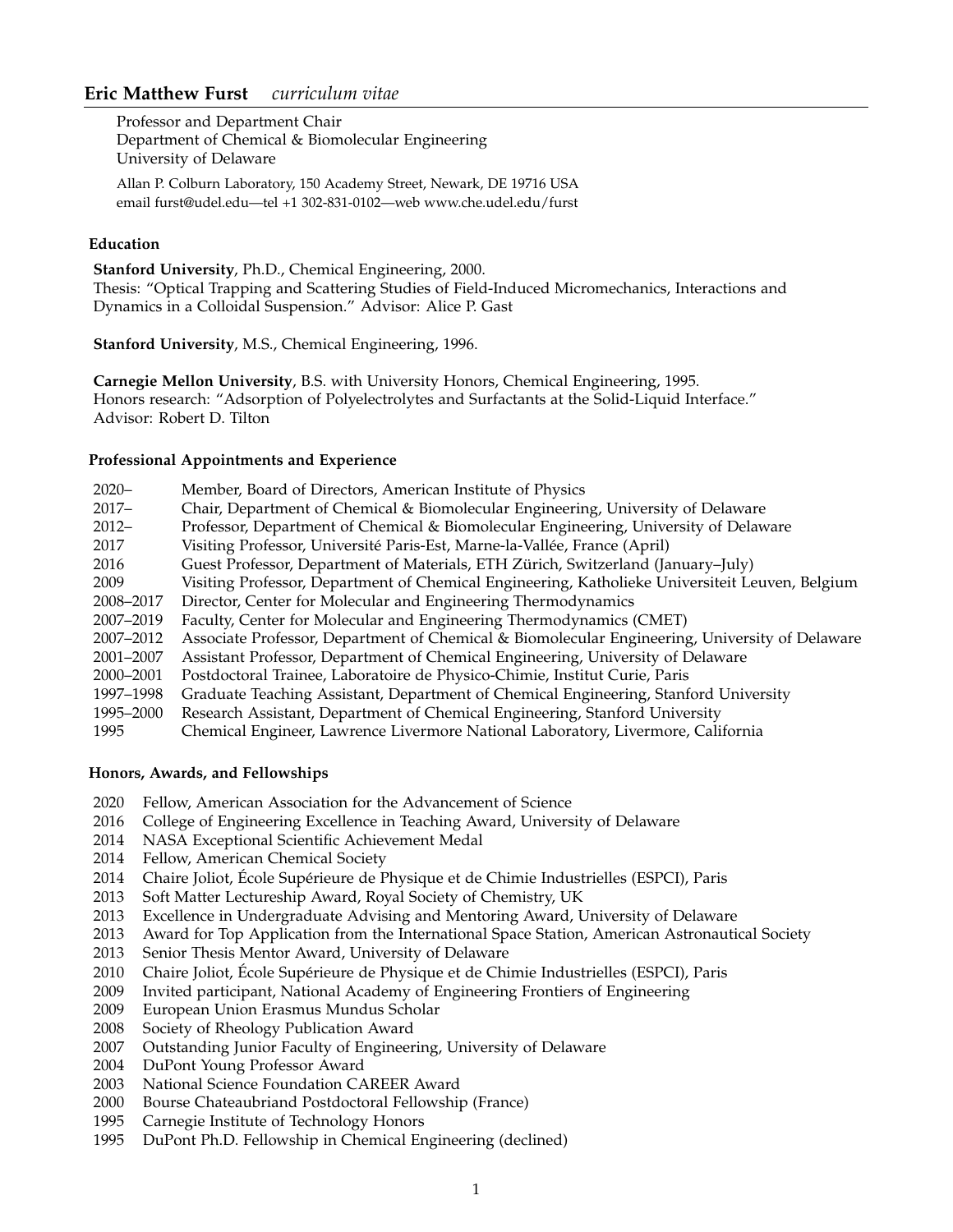# Eric Matthew Furst *curriculum vitae*

Professor and Department Chair
Department of Chemical & Biomolecular Engineering
University of Delaware

Allan P. Colburn Laboratory, 150 Academy Street, Newark, DE 19716 USA
email furst@udel.edu—tel +1 302-831-0102—web www.che.udel.edu/furst

## Education

**Stanford University**, Ph.D., Chemical Engineering, 2000.
Thesis: "Optical Trapping and Scattering Studies of Field-Induced Micromechanics, Interactions and Dynamics in a Colloidal Suspension." Advisor: Alice P. Gast

**Stanford University**, M.S., Chemical Engineering, 1996.

**Carnegie Mellon University**, B.S. with University Honors, Chemical Engineering, 1995.
Honors research: "Adsorption of Polyelectrolytes and Surfactants at the Solid-Liquid Interface."
Advisor: Robert D. Tilton

## Professional Appointments and Experience

| | |
|---|---|
| 2020– | Member, Board of Directors, American Institute of Physics |
| 2017– | Chair, Department of Chemical & Biomolecular Engineering, University of Delaware |
| 2012– | Professor, Department of Chemical & Biomolecular Engineering, University of Delaware |
| 2017 | Visiting Professor, Université Paris-Est, Marne-la-Vallée, France (April) |
| 2016 | Guest Professor, Department of Materials, ETH Zürich, Switzerland (January–July) |
| 2009 | Visiting Professor, Department of Chemical Engineering, Katholieke Universiteit Leuven, Belgium |
| 2008–2017 | Director, Center for Molecular and Engineering Thermodynamics |
| 2007–2019 | Faculty, Center for Molecular and Engineering Thermodynamics (CMET) |
| 2007–2012 | Associate Professor, Department of Chemical & Biomolecular Engineering, University of Delaware |
| 2001–2007 | Assistant Professor, Department of Chemical Engineering, University of Delaware |
| 2000–2001 | Postdoctoral Trainee, Laboratoire de Physico-Chimie, Institut Curie, Paris |
| 1997–1998 | Graduate Teaching Assistant, Department of Chemical Engineering, Stanford University |
| 1995–2000 | Research Assistant, Department of Chemical Engineering, Stanford University |
| 1995 | Chemical Engineer, Lawrence Livermore National Laboratory, Livermore, California |

## Honors, Awards, and Fellowships

| | |
|---|---|
| 2020 | Fellow, American Association for the Advancement of Science |
| 2016 | College of Engineering Excellence in Teaching Award, University of Delaware |
| 2014 | NASA Exceptional Scientific Achievement Medal |
| 2014 | Fellow, American Chemical Society |
| 2014 | Chaire Joliot, École Supérieure de Physique et de Chimie Industrielles (ESPCI), Paris |
| 2013 | Soft Matter Lectureship Award, Royal Society of Chemistry, UK |
| 2013 | Excellence in Undergraduate Advising and Mentoring Award, University of Delaware |
| 2013 | Award for Top Application from the International Space Station, American Astronautical Society |
| 2013 | Senior Thesis Mentor Award, University of Delaware |
| 2010 | Chaire Joliot, École Supérieure de Physique et de Chimie Industrielles (ESPCI), Paris |
| 2009 | Invited participant, National Academy of Engineering Frontiers of Engineering |
| 2009 | European Union Erasmus Mundus Scholar |
| 2008 | Society of Rheology Publication Award |
| 2007 | Outstanding Junior Faculty of Engineering, University of Delaware |
| 2004 | DuPont Young Professor Award |
| 2003 | National Science Foundation CAREER Award |
| 2000 | Bourse Chateaubriand Postdoctoral Fellowship (France) |
| 1995 | Carnegie Institute of Technology Honors |
| 1995 | DuPont Ph.D. Fellowship in Chemical Engineering (declined) |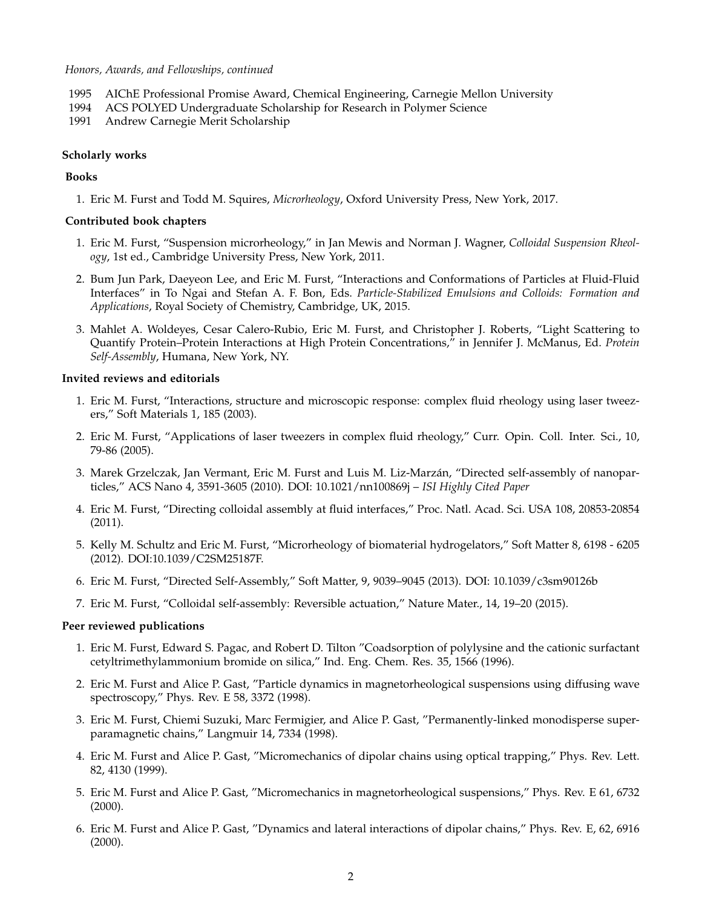*Honors, Awards, and Fellowships, continued*

1995 AIChE Professional Promise Award, Chemical Engineering, Carnegie Mellon University
1994 ACS POLYED Undergraduate Scholarship for Research in Polymer Science
1991 Andrew Carnegie Merit Scholarship

**Scholarly works**

**Books**

1. Eric M. Furst and Todd M. Squires, *Microrheology*, Oxford University Press, New York, 2017.

**Contributed book chapters**

1. Eric M. Furst, "Suspension microrheology," in Jan Mewis and Norman J. Wagner, *Colloidal Suspension Rheology*, 1st ed., Cambridge University Press, New York, 2011.

2. Bum Jun Park, Daeyeon Lee, and Eric M. Furst, "Interactions and Conformations of Particles at Fluid-Fluid Interfaces" in To Ngai and Stefan A. F. Bon, Eds. *Particle-Stabilized Emulsions and Colloids: Formation and Applications*, Royal Society of Chemistry, Cambridge, UK, 2015.

3. Mahlet A. Woldeyes, Cesar Calero-Rubio, Eric M. Furst, and Christopher J. Roberts, "Light Scattering to Quantify Protein–Protein Interactions at High Protein Concentrations," in Jennifer J. McManus, Ed. *Protein Self-Assembly*, Humana, New York, NY.

**Invited reviews and editorials**

1. Eric M. Furst, "Interactions, structure and microscopic response: complex fluid rheology using laser tweezers," Soft Materials 1, 185 (2003).

2. Eric M. Furst, "Applications of laser tweezers in complex fluid rheology," Curr. Opin. Coll. Inter. Sci., 10, 79-86 (2005).

3. Marek Grzelczak, Jan Vermant, Eric M. Furst and Luis M. Liz-Marzán, "Directed self-assembly of nanoparticles," ACS Nano 4, 3591-3605 (2010). DOI: 10.1021/nn100869j – *ISI Highly Cited Paper*

4. Eric M. Furst, "Directing colloidal assembly at fluid interfaces," Proc. Natl. Acad. Sci. USA 108, 20853-20854 (2011).

5. Kelly M. Schultz and Eric M. Furst, "Microrheology of biomaterial hydrogelators," Soft Matter 8, 6198 - 6205 (2012). DOI:10.1039/C2SM25187F.

6. Eric M. Furst, "Directed Self-Assembly," Soft Matter, 9, 9039–9045 (2013). DOI: 10.1039/c3sm90126b

7. Eric M. Furst, "Colloidal self-assembly: Reversible actuation," Nature Mater., 14, 19–20 (2015).

**Peer reviewed publications**

1. Eric M. Furst, Edward S. Pagac, and Robert D. Tilton "Coadsorption of polylysine and the cationic surfactant cetyltrimethylammonium bromide on silica," Ind. Eng. Chem. Res. 35, 1566 (1996).

2. Eric M. Furst and Alice P. Gast, "Particle dynamics in magnetorheological suspensions using diffusing wave spectroscopy," Phys. Rev. E 58, 3372 (1998).

3. Eric M. Furst, Chiemi Suzuki, Marc Fermigier, and Alice P. Gast, "Permanently-linked monodisperse superparamagnetic chains," Langmuir 14, 7334 (1998).

4. Eric M. Furst and Alice P. Gast, "Micromechanics of dipolar chains using optical trapping," Phys. Rev. Lett. 82, 4130 (1999).

5. Eric M. Furst and Alice P. Gast, "Micromechanics in magnetorheological suspensions," Phys. Rev. E 61, 6732 (2000).

6. Eric M. Furst and Alice P. Gast, "Dynamics and lateral interactions of dipolar chains," Phys. Rev. E, 62, 6916 (2000).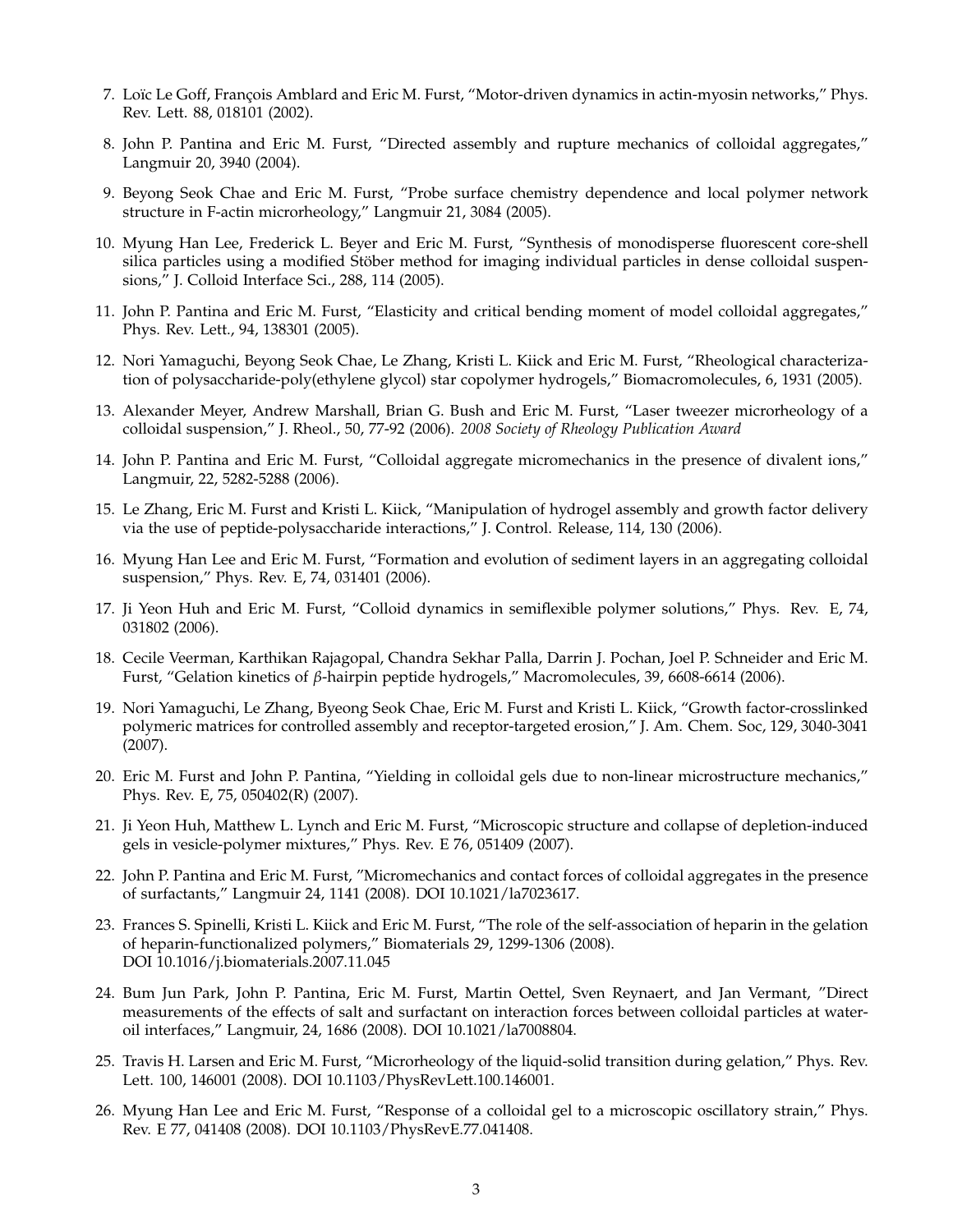7. Loïc Le Goff, François Amblard and Eric M. Furst, "Motor-driven dynamics in actin-myosin networks," Phys. Rev. Lett. 88, 018101 (2002).

8. John P. Pantina and Eric M. Furst, "Directed assembly and rupture mechanics of colloidal aggregates," Langmuir 20, 3940 (2004).

9. Beyong Seok Chae and Eric M. Furst, "Probe surface chemistry dependence and local polymer network structure in F-actin microrheology," Langmuir 21, 3084 (2005).

10. Myung Han Lee, Frederick L. Beyer and Eric M. Furst, "Synthesis of monodisperse fluorescent core-shell silica particles using a modified Stöber method for imaging individual particles in dense colloidal suspensions," J. Colloid Interface Sci., 288, 114 (2005).

11. John P. Pantina and Eric M. Furst, "Elasticity and critical bending moment of model colloidal aggregates," Phys. Rev. Lett., 94, 138301 (2005).

12. Nori Yamaguchi, Beyong Seok Chae, Le Zhang, Kristi L. Kiick and Eric M. Furst, "Rheological characterization of polysaccharide-poly(ethylene glycol) star copolymer hydrogels," Biomacromolecules, 6, 1931 (2005).

13. Alexander Meyer, Andrew Marshall, Brian G. Bush and Eric M. Furst, "Laser tweezer microrheology of a colloidal suspension," J. Rheol., 50, 77-92 (2006). *2008 Society of Rheology Publication Award*

14. John P. Pantina and Eric M. Furst, "Colloidal aggregate micromechanics in the presence of divalent ions," Langmuir, 22, 5282-5288 (2006).

15. Le Zhang, Eric M. Furst and Kristi L. Kiick, "Manipulation of hydrogel assembly and growth factor delivery via the use of peptide-polysaccharide interactions," J. Control. Release, 114, 130 (2006).

16. Myung Han Lee and Eric M. Furst, "Formation and evolution of sediment layers in an aggregating colloidal suspension," Phys. Rev. E, 74, 031401 (2006).

17. Ji Yeon Huh and Eric M. Furst, "Colloid dynamics in semiflexible polymer solutions," Phys. Rev. E, 74, 031802 (2006).

18. Cecile Veerman, Karthikan Rajagopal, Chandra Sekhar Palla, Darrin J. Pochan, Joel P. Schneider and Eric M. Furst, "Gelation kinetics of $\beta$-hairpin peptide hydrogels," Macromolecules, 39, 6608-6614 (2006).

19. Nori Yamaguchi, Le Zhang, Byeong Seok Chae, Eric M. Furst and Kristi L. Kiick, "Growth factor-crosslinked polymeric matrices for controlled assembly and receptor-targeted erosion," J. Am. Chem. Soc, 129, 3040-3041 (2007).

20. Eric M. Furst and John P. Pantina, "Yielding in colloidal gels due to non-linear microstructure mechanics," Phys. Rev. E, 75, 050402(R) (2007).

21. Ji Yeon Huh, Matthew L. Lynch and Eric M. Furst, "Microscopic structure and collapse of depletion-induced gels in vesicle-polymer mixtures," Phys. Rev. E 76, 051409 (2007).

22. John P. Pantina and Eric M. Furst, "Micromechanics and contact forces of colloidal aggregates in the presence of surfactants," Langmuir 24, 1141 (2008). DOI 10.1021/la7023617.

23. Frances S. Spinelli, Kristi L. Kiick and Eric M. Furst, "The role of the self-association of heparin in the gelation of heparin-functionalized polymers," Biomaterials 29, 1299-1306 (2008). DOI 10.1016/j.biomaterials.2007.11.045

24. Bum Jun Park, John P. Pantina, Eric M. Furst, Martin Oettel, Sven Reynaert, and Jan Vermant, "Direct measurements of the effects of salt and surfactant on interaction forces between colloidal particles at water-oil interfaces," Langmuir, 24, 1686 (2008). DOI 10.1021/la7008804.

25. Travis H. Larsen and Eric M. Furst, "Microrheology of the liquid-solid transition during gelation," Phys. Rev. Lett. 100, 146001 (2008). DOI 10.1103/PhysRevLett.100.146001.

26. Myung Han Lee and Eric M. Furst, "Response of a colloidal gel to a microscopic oscillatory strain," Phys. Rev. E 77, 041408 (2008). DOI 10.1103/PhysRevE.77.041408.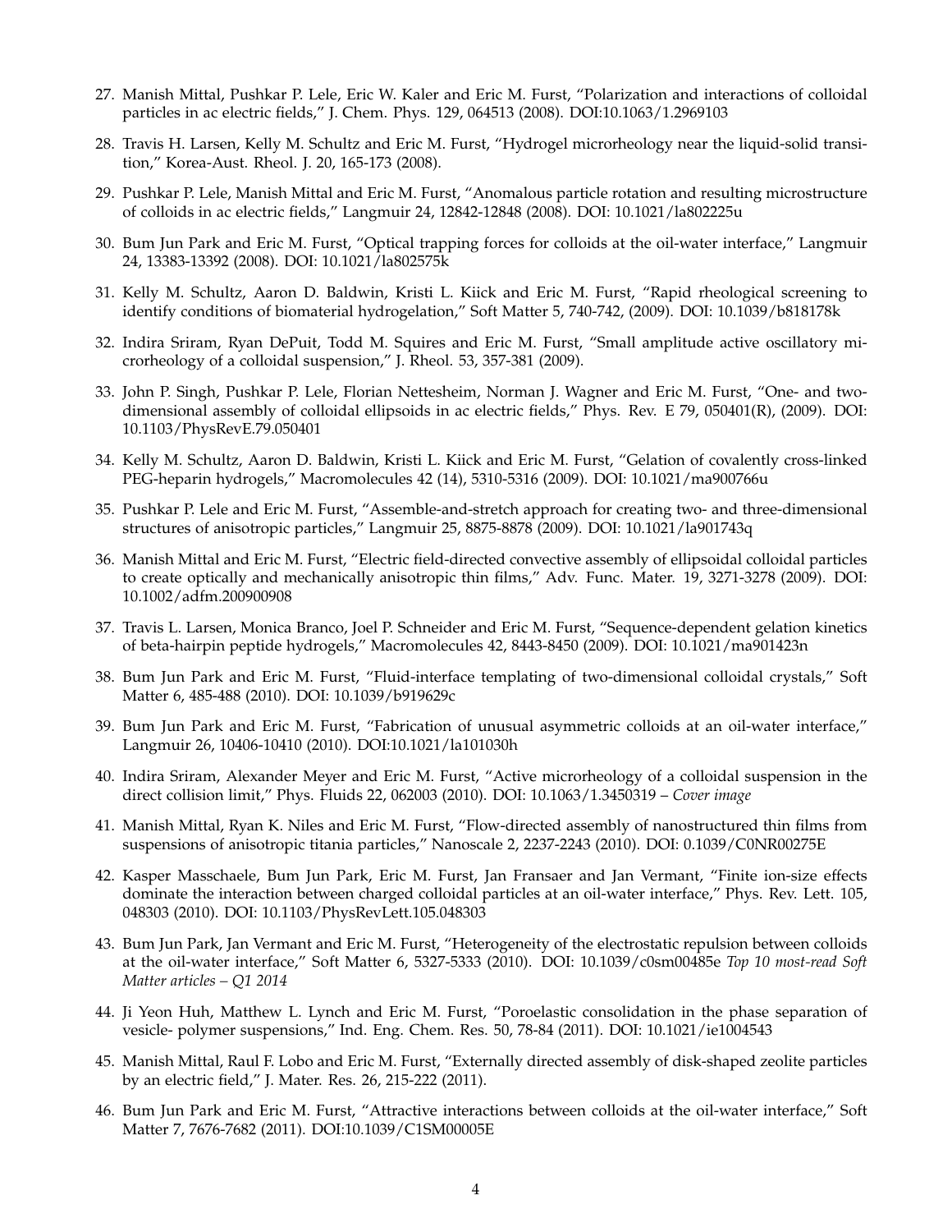27. Manish Mittal, Pushkar P. Lele, Eric W. Kaler and Eric M. Furst, "Polarization and interactions of colloidal particles in ac electric fields," J. Chem. Phys. 129, 064513 (2008). DOI:10.1063/1.2969103

28. Travis H. Larsen, Kelly M. Schultz and Eric M. Furst, "Hydrogel microrheology near the liquid-solid transition," Korea-Aust. Rheol. J. 20, 165-173 (2008).

29. Pushkar P. Lele, Manish Mittal and Eric M. Furst, "Anomalous particle rotation and resulting microstructure of colloids in ac electric fields," Langmuir 24, 12842-12848 (2008). DOI: 10.1021/la802225u

30. Bum Jun Park and Eric M. Furst, "Optical trapping forces for colloids at the oil-water interface," Langmuir 24, 13383-13392 (2008). DOI: 10.1021/la802575k

31. Kelly M. Schultz, Aaron D. Baldwin, Kristi L. Kiick and Eric M. Furst, "Rapid rheological screening to identify conditions of biomaterial hydrogelation," Soft Matter 5, 740-742, (2009). DOI: 10.1039/b818178k

32. Indira Sriram, Ryan DePuit, Todd M. Squires and Eric M. Furst, "Small amplitude active oscillatory microrheology of a colloidal suspension," J. Rheol. 53, 357-381 (2009).

33. John P. Singh, Pushkar P. Lele, Florian Nettesheim, Norman J. Wagner and Eric M. Furst, "One- and two-dimensional assembly of colloidal ellipsoids in ac electric fields," Phys. Rev. E 79, 050401(R), (2009). DOI: 10.1103/PhysRevE.79.050401

34. Kelly M. Schultz, Aaron D. Baldwin, Kristi L. Kiick and Eric M. Furst, "Gelation of covalently cross-linked PEG-heparin hydrogels," Macromolecules 42 (14), 5310-5316 (2009). DOI: 10.1021/ma900766u

35. Pushkar P. Lele and Eric M. Furst, "Assemble-and-stretch approach for creating two- and three-dimensional structures of anisotropic particles," Langmuir 25, 8875-8878 (2009). DOI: 10.1021/la901743q

36. Manish Mittal and Eric M. Furst, "Electric field-directed convective assembly of ellipsoidal colloidal particles to create optically and mechanically anisotropic thin films," Adv. Func. Mater. 19, 3271-3278 (2009). DOI: 10.1002/adfm.200900908

37. Travis L. Larsen, Monica Branco, Joel P. Schneider and Eric M. Furst, "Sequence-dependent gelation kinetics of beta-hairpin peptide hydrogels," Macromolecules 42, 8443-8450 (2009). DOI: 10.1021/ma901423n

38. Bum Jun Park and Eric M. Furst, "Fluid-interface templating of two-dimensional colloidal crystals," Soft Matter 6, 485-488 (2010). DOI: 10.1039/b919629c

39. Bum Jun Park and Eric M. Furst, "Fabrication of unusual asymmetric colloids at an oil-water interface," Langmuir 26, 10406-10410 (2010). DOI:10.1021/la101030h

40. Indira Sriram, Alexander Meyer and Eric M. Furst, "Active microrheology of a colloidal suspension in the direct collision limit," Phys. Fluids 22, 062003 (2010). DOI: 10.1063/1.3450319 – *Cover image*

41. Manish Mittal, Ryan K. Niles and Eric M. Furst, "Flow-directed assembly of nanostructured thin films from suspensions of anisotropic titania particles," Nanoscale 2, 2237-2243 (2010). DOI: 0.1039/C0NR00275E

42. Kasper Masschaele, Bum Jun Park, Eric M. Furst, Jan Fransaer and Jan Vermant, "Finite ion-size effects dominate the interaction between charged colloidal particles at an oil-water interface," Phys. Rev. Lett. 105, 048303 (2010). DOI: 10.1103/PhysRevLett.105.048303

43. Bum Jun Park, Jan Vermant and Eric M. Furst, "Heterogeneity of the electrostatic repulsion between colloids at the oil-water interface," Soft Matter 6, 5327-5333 (2010). DOI: 10.1039/c0sm00485e *Top 10 most-read Soft Matter articles – Q1 2014*

44. Ji Yeon Huh, Matthew L. Lynch and Eric M. Furst, "Poroelastic consolidation in the phase separation of vesicle- polymer suspensions," Ind. Eng. Chem. Res. 50, 78-84 (2011). DOI: 10.1021/ie1004543

45. Manish Mittal, Raul F. Lobo and Eric M. Furst, "Externally directed assembly of disk-shaped zeolite particles by an electric field," J. Mater. Res. 26, 215-222 (2011).

46. Bum Jun Park and Eric M. Furst, "Attractive interactions between colloids at the oil-water interface," Soft Matter 7, 7676-7682 (2011). DOI:10.1039/C1SM00005E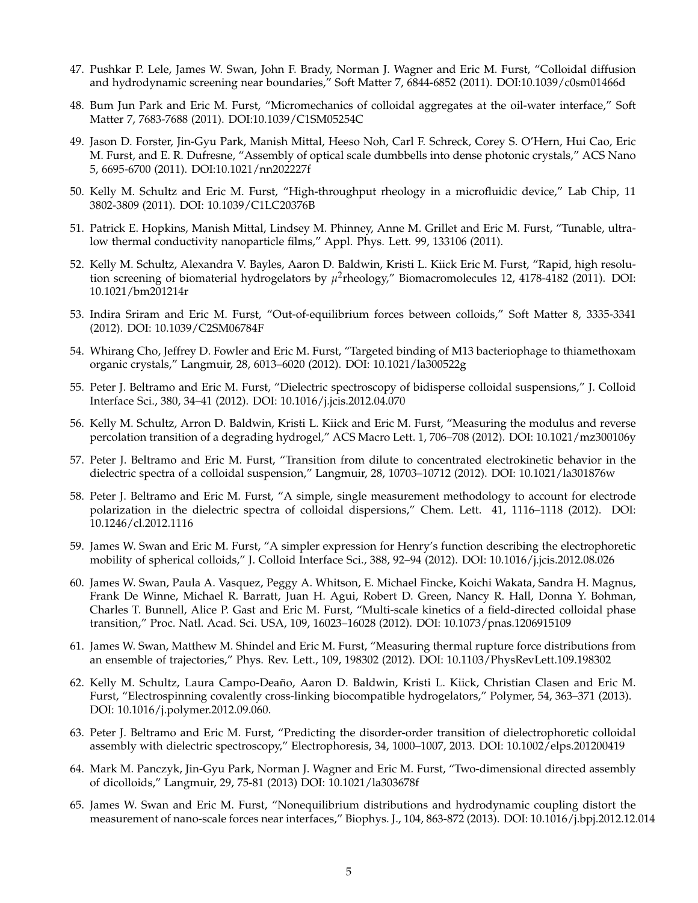47. Pushkar P. Lele, James W. Swan, John F. Brady, Norman J. Wagner and Eric M. Furst, "Colloidal diffusion and hydrodynamic screening near boundaries," Soft Matter 7, 6844-6852 (2011). DOI:10.1039/c0sm01466d

48. Bum Jun Park and Eric M. Furst, "Micromechanics of colloidal aggregates at the oil-water interface," Soft Matter 7, 7683-7688 (2011). DOI:10.1039/C1SM05254C

49. Jason D. Forster, Jin-Gyu Park, Manish Mittal, Heeso Noh, Carl F. Schreck, Corey S. O'Hern, Hui Cao, Eric M. Furst, and E. R. Dufresne, "Assembly of optical scale dumbbells into dense photonic crystals," ACS Nano 5, 6695-6700 (2011). DOI:10.1021/nn202227f

50. Kelly M. Schultz and Eric M. Furst, "High-throughput rheology in a microfluidic device," Lab Chip, 11 3802-3809 (2011). DOI: 10.1039/C1LC20376B

51. Patrick E. Hopkins, Manish Mittal, Lindsey M. Phinney, Anne M. Grillet and Eric M. Furst, "Tunable, ultra-low thermal conductivity nanoparticle films," Appl. Phys. Lett. 99, 133106 (2011).

52. Kelly M. Schultz, Alexandra V. Bayles, Aaron D. Baldwin, Kristi L. Kiick Eric M. Furst, "Rapid, high resolution screening of biomaterial hydrogelators by $\mu^2$rheology," Biomacromolecules 12, 4178-4182 (2011). DOI: 10.1021/bm201214r

53. Indira Sriram and Eric M. Furst, "Out-of-equilibrium forces between colloids," Soft Matter 8, 3335-3341 (2012). DOI: 10.1039/C2SM06784F

54. Whirang Cho, Jeffrey D. Fowler and Eric M. Furst, "Targeted binding of M13 bacteriophage to thiamethoxam organic crystals," Langmuir, 28, 6013–6020 (2012). DOI: 10.1021/la300522g

55. Peter J. Beltramo and Eric M. Furst, "Dielectric spectroscopy of bidisperse colloidal suspensions," J. Colloid Interface Sci., 380, 34–41 (2012). DOI: 10.1016/j.jcis.2012.04.070

56. Kelly M. Schultz, Arron D. Baldwin, Kristi L. Kiick and Eric M. Furst, "Measuring the modulus and reverse percolation transition of a degrading hydrogel," ACS Macro Lett. 1, 706–708 (2012). DOI: 10.1021/mz300106y

57. Peter J. Beltramo and Eric M. Furst, "Transition from dilute to concentrated electrokinetic behavior in the dielectric spectra of a colloidal suspension," Langmuir, 28, 10703–10712 (2012). DOI: 10.1021/la301876w

58. Peter J. Beltramo and Eric M. Furst, "A simple, single measurement methodology to account for electrode polarization in the dielectric spectra of colloidal dispersions," Chem. Lett. 41, 1116–1118 (2012). DOI: 10.1246/cl.2012.1116

59. James W. Swan and Eric M. Furst, "A simpler expression for Henry's function describing the electrophoretic mobility of spherical colloids," J. Colloid Interface Sci., 388, 92–94 (2012). DOI: 10.1016/j.jcis.2012.08.026

60. James W. Swan, Paula A. Vasquez, Peggy A. Whitson, E. Michael Fincke, Koichi Wakata, Sandra H. Magnus, Frank De Winne, Michael R. Barratt, Juan H. Agui, Robert D. Green, Nancy R. Hall, Donna Y. Bohman, Charles T. Bunnell, Alice P. Gast and Eric M. Furst, "Multi-scale kinetics of a field-directed colloidal phase transition," Proc. Natl. Acad. Sci. USA, 109, 16023–16028 (2012). DOI: 10.1073/pnas.1206915109

61. James W. Swan, Matthew M. Shindel and Eric M. Furst, "Measuring thermal rupture force distributions from an ensemble of trajectories," Phys. Rev. Lett., 109, 198302 (2012). DOI: 10.1103/PhysRevLett.109.198302

62. Kelly M. Schultz, Laura Campo-Deaño, Aaron D. Baldwin, Kristi L. Kiick, Christian Clasen and Eric M. Furst, "Electrospinning covalently cross-linking biocompatible hydrogelators," Polymer, 54, 363–371 (2013). DOI: 10.1016/j.polymer.2012.09.060.

63. Peter J. Beltramo and Eric M. Furst, "Predicting the disorder-order transition of dielectrophoretic colloidal assembly with dielectric spectroscopy," Electrophoresis, 34, 1000–1007, 2013. DOI: 10.1002/elps.201200419

64. Mark M. Panczyk, Jin-Gyu Park, Norman J. Wagner and Eric M. Furst, "Two-dimensional directed assembly of dicolloids," Langmuir, 29, 75-81 (2013) DOI: 10.1021/la303678f

65. James W. Swan and Eric M. Furst, "Nonequilibrium distributions and hydrodynamic coupling distort the measurement of nano-scale forces near interfaces," Biophys. J., 104, 863-872 (2013). DOI: 10.1016/j.bpj.2012.12.014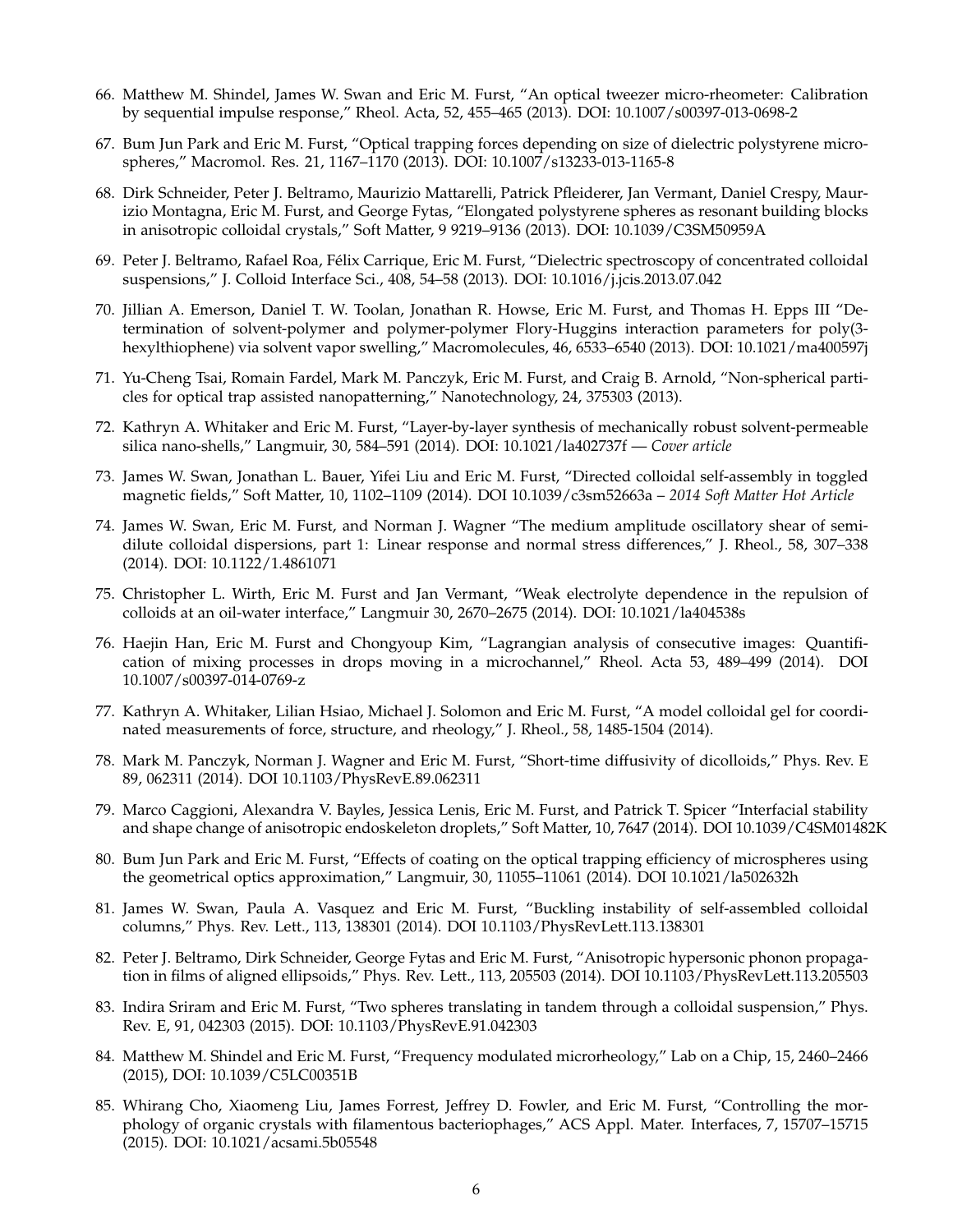66. Matthew M. Shindel, James W. Swan and Eric M. Furst, "An optical tweezer micro-rheometer: Calibration by sequential impulse response," Rheol. Acta, 52, 455–465 (2013). DOI: 10.1007/s00397-013-0698-2

67. Bum Jun Park and Eric M. Furst, "Optical trapping forces depending on size of dielectric polystyrene microspheres," Macromol. Res. 21, 1167–1170 (2013). DOI: 10.1007/s13233-013-1165-8

68. Dirk Schneider, Peter J. Beltramo, Maurizio Mattarelli, Patrick Pfleiderer, Jan Vermant, Daniel Crespy, Maurizio Montagna, Eric M. Furst, and George Fytas, "Elongated polystyrene spheres as resonant building blocks in anisotropic colloidal crystals," Soft Matter, 9 9219–9136 (2013). DOI: 10.1039/C3SM50959A

69. Peter J. Beltramo, Rafael Roa, Félix Carrique, Eric M. Furst, "Dielectric spectroscopy of concentrated colloidal suspensions," J. Colloid Interface Sci., 408, 54–58 (2013). DOI: 10.1016/j.jcis.2013.07.042

70. Jillian A. Emerson, Daniel T. W. Toolan, Jonathan R. Howse, Eric M. Furst, and Thomas H. Epps III "Determination of solvent-polymer and polymer-polymer Flory-Huggins interaction parameters for poly(3-hexylthiophene) via solvent vapor swelling," Macromolecules, 46, 6533–6540 (2013). DOI: 10.1021/ma400597j

71. Yu-Cheng Tsai, Romain Fardel, Mark M. Panczyk, Eric M. Furst, and Craig B. Arnold, "Non-spherical particles for optical trap assisted nanopatterning," Nanotechnology, 24, 375303 (2013).

72. Kathryn A. Whitaker and Eric M. Furst, "Layer-by-layer synthesis of mechanically robust solvent-permeable silica nano-shells," Langmuir, 30, 584–591 (2014). DOI: 10.1021/la402737f — *Cover article*

73. James W. Swan, Jonathan L. Bauer, Yifei Liu and Eric M. Furst, "Directed colloidal self-assembly in toggled magnetic fields," Soft Matter, 10, 1102–1109 (2014). DOI 10.1039/c3sm52663a – *2014 Soft Matter Hot Article*

74. James W. Swan, Eric M. Furst, and Norman J. Wagner "The medium amplitude oscillatory shear of semi-dilute colloidal dispersions, part 1: Linear response and normal stress differences," J. Rheol., 58, 307–338 (2014). DOI: 10.1122/1.4861071

75. Christopher L. Wirth, Eric M. Furst and Jan Vermant, "Weak electrolyte dependence in the repulsion of colloids at an oil-water interface," Langmuir 30, 2670–2675 (2014). DOI: 10.1021/la404538s

76. Haejin Han, Eric M. Furst and Chongyoup Kim, "Lagrangian analysis of consecutive images: Quantification of mixing processes in drops moving in a microchannel," Rheol. Acta 53, 489–499 (2014). DOI 10.1007/s00397-014-0769-z

77. Kathryn A. Whitaker, Lilian Hsiao, Michael J. Solomon and Eric M. Furst, "A model colloidal gel for coordinated measurements of force, structure, and rheology," J. Rheol., 58, 1485-1504 (2014).

78. Mark M. Panczyk, Norman J. Wagner and Eric M. Furst, "Short-time diffusivity of dicolloids," Phys. Rev. E 89, 062311 (2014). DOI 10.1103/PhysRevE.89.062311

79. Marco Caggioni, Alexandra V. Bayles, Jessica Lenis, Eric M. Furst, and Patrick T. Spicer "Interfacial stability and shape change of anisotropic endoskeleton droplets," Soft Matter, 10, 7647 (2014). DOI 10.1039/C4SM01482K

80. Bum Jun Park and Eric M. Furst, "Effects of coating on the optical trapping efficiency of microspheres using the geometrical optics approximation," Langmuir, 30, 11055–11061 (2014). DOI 10.1021/la502632h

81. James W. Swan, Paula A. Vasquez and Eric M. Furst, "Buckling instability of self-assembled colloidal columns," Phys. Rev. Lett., 113, 138301 (2014). DOI 10.1103/PhysRevLett.113.138301

82. Peter J. Beltramo, Dirk Schneider, George Fytas and Eric M. Furst, "Anisotropic hypersonic phonon propagation in films of aligned ellipsoids," Phys. Rev. Lett., 113, 205503 (2014). DOI 10.1103/PhysRevLett.113.205503

83. Indira Sriram and Eric M. Furst, "Two spheres translating in tandem through a colloidal suspension," Phys. Rev. E, 91, 042303 (2015). DOI: 10.1103/PhysRevE.91.042303

84. Matthew M. Shindel and Eric M. Furst, "Frequency modulated microrheology," Lab on a Chip, 15, 2460–2466 (2015), DOI: 10.1039/C5LC00351B

85. Whirang Cho, Xiaomeng Liu, James Forrest, Jeffrey D. Fowler, and Eric M. Furst, "Controlling the morphology of organic crystals with filamentous bacteriophages," ACS Appl. Mater. Interfaces, 7, 15707–15715 (2015). DOI: 10.1021/acsami.5b05548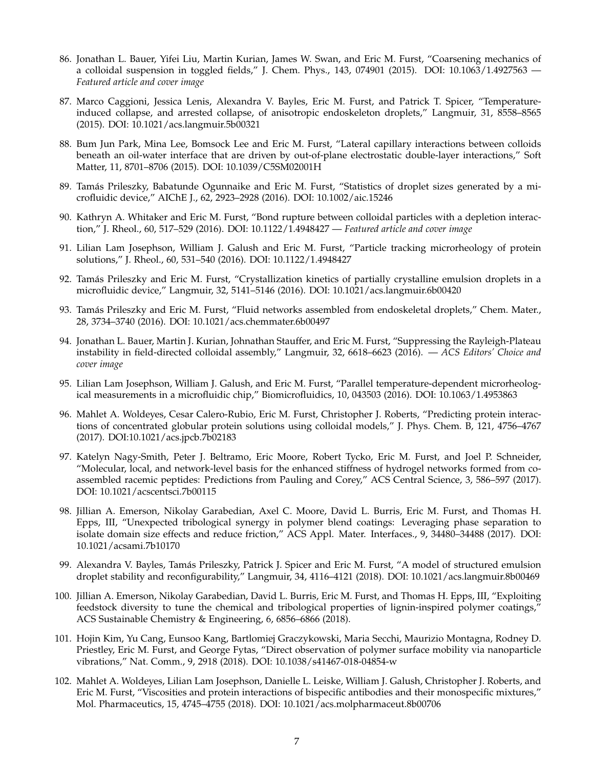86. Jonathan L. Bauer, Yifei Liu, Martin Kurian, James W. Swan, and Eric M. Furst, "Coarsening mechanics of a colloidal suspension in toggled fields," J. Chem. Phys., 143, 074901 (2015). DOI: 10.1063/1.4927563 — *Featured article and cover image*

87. Marco Caggioni, Jessica Lenis, Alexandra V. Bayles, Eric M. Furst, and Patrick T. Spicer, "Temperature-induced collapse, and arrested collapse, of anisotropic endoskeleton droplets," Langmuir, 31, 8558–8565 (2015). DOI: 10.1021/acs.langmuir.5b00321

88. Bum Jun Park, Mina Lee, Bomsock Lee and Eric M. Furst, "Lateral capillary interactions between colloids beneath an oil-water interface that are driven by out-of-plane electrostatic double-layer interactions," Soft Matter, 11, 8701–8706 (2015). DOI: 10.1039/C5SM02001H

89. Tamás Prileszky, Babatunde Ogunnaike and Eric M. Furst, "Statistics of droplet sizes generated by a microfluidic device," AIChE J., 62, 2923–2928 (2016). DOI: 10.1002/aic.15246

90. Kathryn A. Whitaker and Eric M. Furst, "Bond rupture between colloidal particles with a depletion interaction," J. Rheol., 60, 517–529 (2016). DOI: 10.1122/1.4948427 — *Featured article and cover image*

91. Lilian Lam Josephson, William J. Galush and Eric M. Furst, "Particle tracking microrheology of protein solutions," J. Rheol., 60, 531–540 (2016). DOI: 10.1122/1.4948427

92. Tamás Prileszky and Eric M. Furst, "Crystallization kinetics of partially crystalline emulsion droplets in a microfluidic device," Langmuir, 32, 5141–5146 (2016). DOI: 10.1021/acs.langmuir.6b00420

93. Tamás Prileszky and Eric M. Furst, "Fluid networks assembled from endoskeletal droplets," Chem. Mater., 28, 3734–3740 (2016). DOI: 10.1021/acs.chemmater.6b00497

94. Jonathan L. Bauer, Martin J. Kurian, Johnathan Stauffer, and Eric M. Furst, "Suppressing the Rayleigh-Plateau instability in field-directed colloidal assembly," Langmuir, 32, 6618–6623 (2016). — *ACS Editors' Choice and cover image*

95. Lilian Lam Josephson, William J. Galush, and Eric M. Furst, "Parallel temperature-dependent microrheological measurements in a microfluidic chip," Biomicrofluidics, 10, 043503 (2016). DOI: 10.1063/1.4953863

96. Mahlet A. Woldeyes, Cesar Calero-Rubio, Eric M. Furst, Christopher J. Roberts, "Predicting protein interactions of concentrated globular protein solutions using colloidal models," J. Phys. Chem. B, 121, 4756–4767 (2017). DOI:10.1021/acs.jpcb.7b02183

97. Katelyn Nagy-Smith, Peter J. Beltramo, Eric Moore, Robert Tycko, Eric M. Furst, and Joel P. Schneider, "Molecular, local, and network-level basis for the enhanced stiffness of hydrogel networks formed from co-assembled racemic peptides: Predictions from Pauling and Corey," ACS Central Science, 3, 586–597 (2017). DOI: 10.1021/acscentsci.7b00115

98. Jillian A. Emerson, Nikolay Garabedian, Axel C. Moore, David L. Burris, Eric M. Furst, and Thomas H. Epps, III, "Unexpected tribological synergy in polymer blend coatings: Leveraging phase separation to isolate domain size effects and reduce friction," ACS Appl. Mater. Interfaces., 9, 34480–34488 (2017). DOI: 10.1021/acsami.7b10170

99. Alexandra V. Bayles, Tamás Prileszky, Patrick J. Spicer and Eric M. Furst, "A model of structured emulsion droplet stability and reconfigurability," Langmuir, 34, 4116–4121 (2018). DOI: 10.1021/acs.langmuir.8b00469

100. Jillian A. Emerson, Nikolay Garabedian, David L. Burris, Eric M. Furst, and Thomas H. Epps, III, "Exploiting feedstock diversity to tune the chemical and tribological properties of lignin-inspired polymer coatings," ACS Sustainable Chemistry & Engineering, 6, 6856–6866 (2018).

101. Hojin Kim, Yu Cang, Eunsoo Kang, Bartlomiej Graczykowski, Maria Secchi, Maurizio Montagna, Rodney D. Priestley, Eric M. Furst, and George Fytas, "Direct observation of polymer surface mobility via nanoparticle vibrations," Nat. Comm., 9, 2918 (2018). DOI: 10.1038/s41467-018-04854-w

102. Mahlet A. Woldeyes, Lilian Lam Josephson, Danielle L. Leiske, William J. Galush, Christopher J. Roberts, and Eric M. Furst, "Viscosities and protein interactions of bispecific antibodies and their monospecific mixtures," Mol. Pharmaceutics, 15, 4745–4755 (2018). DOI: 10.1021/acs.molpharmaceut.8b00706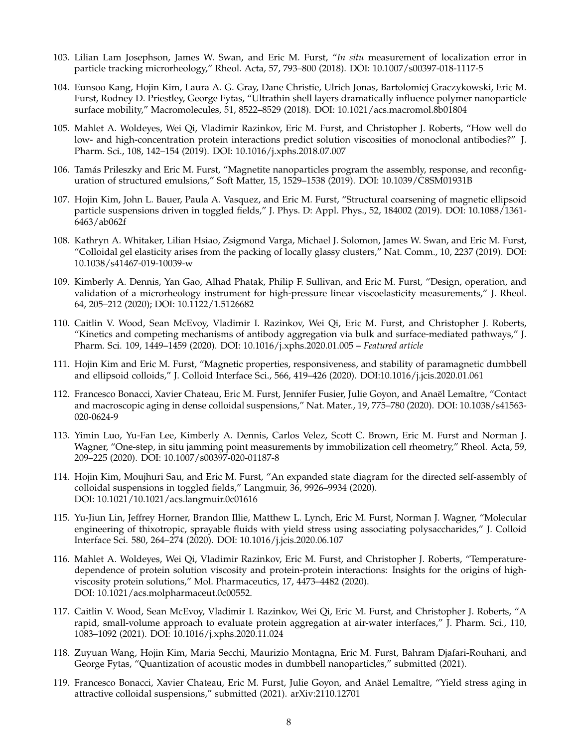103. Lilian Lam Josephson, James W. Swan, and Eric M. Furst, "*In situ* measurement of localization error in particle tracking microrheology," Rheol. Acta, 57, 793–800 (2018). DOI: 10.1007/s00397-018-1117-5

104. Eunsoo Kang, Hojin Kim, Laura A. G. Gray, Dane Christie, Ulrich Jonas, Bartolomiej Graczykowski, Eric M. Furst, Rodney D. Priestley, George Fytas, "Ultrathin shell layers dramatically influence polymer nanoparticle surface mobility," Macromolecules, 51, 8522–8529 (2018). DOI: 10.1021/acs.macromol.8b01804

105. Mahlet A. Woldeyes, Wei Qi, Vladimir Razinkov, Eric M. Furst, and Christopher J. Roberts, "How well do low- and high-concentration protein interactions predict solution viscosities of monoclonal antibodies?" J. Pharm. Sci., 108, 142–154 (2019). DOI: 10.1016/j.xphs.2018.07.007

106. Tamás Prileszky and Eric M. Furst, "Magnetite nanoparticles program the assembly, response, and reconfiguration of structured emulsions," Soft Matter, 15, 1529–1538 (2019). DOI: 10.1039/C8SM01931B

107. Hojin Kim, John L. Bauer, Paula A. Vasquez, and Eric M. Furst, "Structural coarsening of magnetic ellipsoid particle suspensions driven in toggled fields," J. Phys. D: Appl. Phys., 52, 184002 (2019). DOI: 10.1088/1361-6463/ab062f

108. Kathryn A. Whitaker, Lilian Hsiao, Zsigmond Varga, Michael J. Solomon, James W. Swan, and Eric M. Furst, "Colloidal gel elasticity arises from the packing of locally glassy clusters," Nat. Comm., 10, 2237 (2019). DOI: 10.1038/s41467-019-10039-w

109. Kimberly A. Dennis, Yan Gao, Alhad Phatak, Philip F. Sullivan, and Eric M. Furst, "Design, operation, and validation of a microrheology instrument for high-pressure linear viscoelasticity measurements," J. Rheol. 64, 205–212 (2020); DOI: 10.1122/1.5126682

110. Caitlin V. Wood, Sean McEvoy, Vladimir I. Razinkov, Wei Qi, Eric M. Furst, and Christopher J. Roberts, "Kinetics and competing mechanisms of antibody aggregation via bulk and surface-mediated pathways," J. Pharm. Sci. 109, 1449–1459 (2020). DOI: 10.1016/j.xphs.2020.01.005 – *Featured article*

111. Hojin Kim and Eric M. Furst, "Magnetic properties, responsiveness, and stability of paramagnetic dumbbell and ellipsoid colloids," J. Colloid Interface Sci., 566, 419–426 (2020). DOI:10.1016/j.jcis.2020.01.061

112. Francesco Bonacci, Xavier Chateau, Eric M. Furst, Jennifer Fusier, Julie Goyon, and Anaël Lemaître, "Contact and macroscopic aging in dense colloidal suspensions," Nat. Mater., 19, 775–780 (2020). DOI: 10.1038/s41563-020-0624-9

113. Yimin Luo, Yu-Fan Lee, Kimberly A. Dennis, Carlos Velez, Scott C. Brown, Eric M. Furst and Norman J. Wagner, "One-step, in situ jamming point measurements by immobilization cell rheometry," Rheol. Acta, 59, 209–225 (2020). DOI: 10.1007/s00397-020-01187-8

114. Hojin Kim, Moujhuri Sau, and Eric M. Furst, "An expanded state diagram for the directed self-assembly of colloidal suspensions in toggled fields," Langmuir, 36, 9926–9934 (2020). DOI: 10.1021/10.1021/acs.langmuir.0c01616

115. Yu-Jiun Lin, Jeffrey Horner, Brandon Illie, Matthew L. Lynch, Eric M. Furst, Norman J. Wagner, "Molecular engineering of thixotropic, sprayable fluids with yield stress using associating polysaccharides," J. Colloid Interface Sci. 580, 264–274 (2020). DOI: 10.1016/j.jcis.2020.06.107

116. Mahlet A. Woldeyes, Wei Qi, Vladimir Razinkov, Eric M. Furst, and Christopher J. Roberts, "Temperature-dependence of protein solution viscosity and protein-protein interactions: Insights for the origins of high-viscosity protein solutions," Mol. Pharmaceutics, 17, 4473–4482 (2020). DOI: 10.1021/acs.molpharmaceut.0c00552.

117. Caitlin V. Wood, Sean McEvoy, Vladimir I. Razinkov, Wei Qi, Eric M. Furst, and Christopher J. Roberts, "A rapid, small-volume approach to evaluate protein aggregation at air-water interfaces," J. Pharm. Sci., 110, 1083–1092 (2021). DOI: 10.1016/j.xphs.2020.11.024

118. Zuyuan Wang, Hojin Kim, Maria Secchi, Maurizio Montagna, Eric M. Furst, Bahram Djafari-Rouhani, and George Fytas, "Quantization of acoustic modes in dumbbell nanoparticles," submitted (2021).

119. Francesco Bonacci, Xavier Chateau, Eric M. Furst, Julie Goyon, and Anäel Lemaître, "Yield stress aging in attractive colloidal suspensions," submitted (2021). arXiv:2110.12701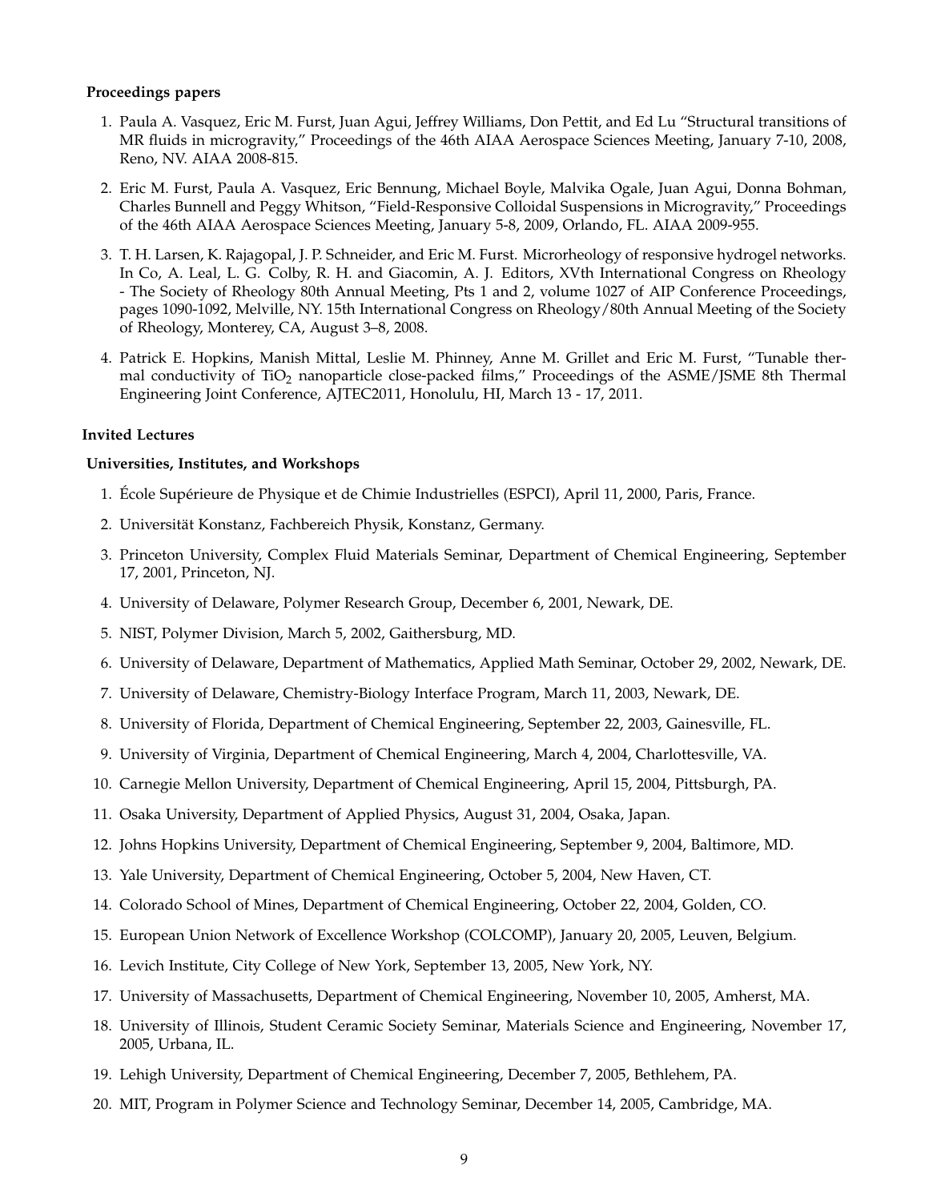### Proceedings papers

1. Paula A. Vasquez, Eric M. Furst, Juan Agui, Jeffrey Williams, Don Pettit, and Ed Lu "Structural transitions of MR fluids in microgravity," Proceedings of the 46th AIAA Aerospace Sciences Meeting, January 7-10, 2008, Reno, NV. AIAA 2008-815.

2. Eric M. Furst, Paula A. Vasquez, Eric Bennung, Michael Boyle, Malvika Ogale, Juan Agui, Donna Bohman, Charles Bunnell and Peggy Whitson, "Field-Responsive Colloidal Suspensions in Microgravity," Proceedings of the 46th AIAA Aerospace Sciences Meeting, January 5-8, 2009, Orlando, FL. AIAA 2009-955.

3. T. H. Larsen, K. Rajagopal, J. P. Schneider, and Eric M. Furst. Microrheology of responsive hydrogel networks. In Co, A. Leal, L. G. Colby, R. H. and Giacomin, A. J. Editors, XVth International Congress on Rheology - The Society of Rheology 80th Annual Meeting, Pts 1 and 2, volume 1027 of AIP Conference Proceedings, pages 1090-1092, Melville, NY. 15th International Congress on Rheology/80th Annual Meeting of the Society of Rheology, Monterey, CA, August 3–8, 2008.

4. Patrick E. Hopkins, Manish Mittal, Leslie M. Phinney, Anne M. Grillet and Eric M. Furst, "Tunable thermal conductivity of $TiO_2$ nanoparticle close-packed films," Proceedings of the ASME/JSME 8th Thermal Engineering Joint Conference, AJTEC2011, Honolulu, HI, March 13 - 17, 2011.

### Invited Lectures

#### Universities, Institutes, and Workshops

1. École Supérieure de Physique et de Chimie Industrielles (ESPCI), April 11, 2000, Paris, France.
2. Universität Konstanz, Fachbereich Physik, Konstanz, Germany.
3. Princeton University, Complex Fluid Materials Seminar, Department of Chemical Engineering, September 17, 2001, Princeton, NJ.
4. University of Delaware, Polymer Research Group, December 6, 2001, Newark, DE.
5. NIST, Polymer Division, March 5, 2002, Gaithersburg, MD.
6. University of Delaware, Department of Mathematics, Applied Math Seminar, October 29, 2002, Newark, DE.
7. University of Delaware, Chemistry-Biology Interface Program, March 11, 2003, Newark, DE.
8. University of Florida, Department of Chemical Engineering, September 22, 2003, Gainesville, FL.
9. University of Virginia, Department of Chemical Engineering, March 4, 2004, Charlottesville, VA.
10. Carnegie Mellon University, Department of Chemical Engineering, April 15, 2004, Pittsburgh, PA.
11. Osaka University, Department of Applied Physics, August 31, 2004, Osaka, Japan.
12. Johns Hopkins University, Department of Chemical Engineering, September 9, 2004, Baltimore, MD.
13. Yale University, Department of Chemical Engineering, October 5, 2004, New Haven, CT.
14. Colorado School of Mines, Department of Chemical Engineering, October 22, 2004, Golden, CO.
15. European Union Network of Excellence Workshop (COLCOMP), January 20, 2005, Leuven, Belgium.
16. Levich Institute, City College of New York, September 13, 2005, New York, NY.
17. University of Massachusetts, Department of Chemical Engineering, November 10, 2005, Amherst, MA.
18. University of Illinois, Student Ceramic Society Seminar, Materials Science and Engineering, November 17, 2005, Urbana, IL.
19. Lehigh University, Department of Chemical Engineering, December 7, 2005, Bethlehem, PA.
20. MIT, Program in Polymer Science and Technology Seminar, December 14, 2005, Cambridge, MA.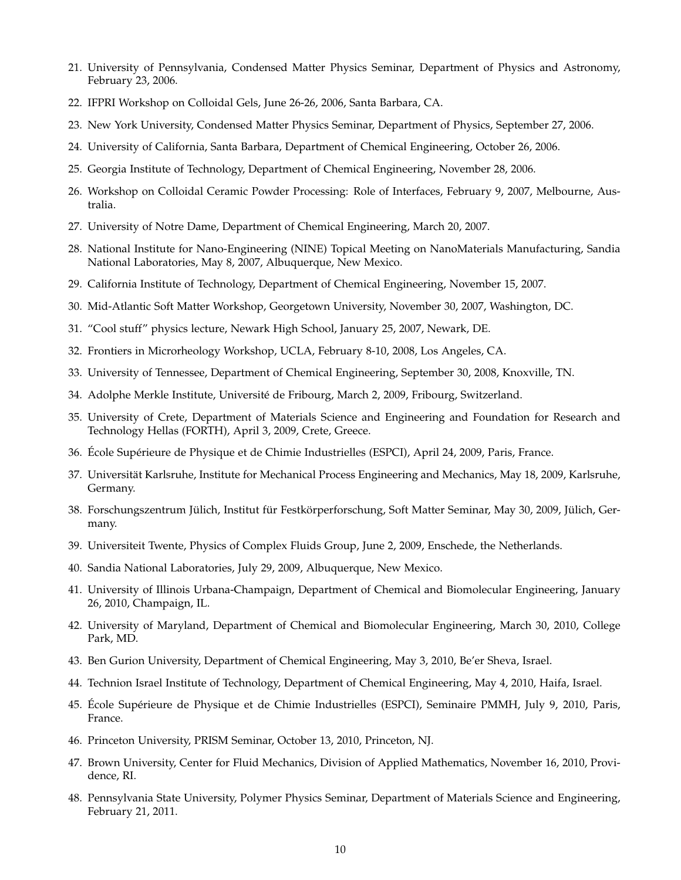21. University of Pennsylvania, Condensed Matter Physics Seminar, Department of Physics and Astronomy, February 23, 2006.
22. IFPRI Workshop on Colloidal Gels, June 26-26, 2006, Santa Barbara, CA.
23. New York University, Condensed Matter Physics Seminar, Department of Physics, September 27, 2006.
24. University of California, Santa Barbara, Department of Chemical Engineering, October 26, 2006.
25. Georgia Institute of Technology, Department of Chemical Engineering, November 28, 2006.
26. Workshop on Colloidal Ceramic Powder Processing: Role of Interfaces, February 9, 2007, Melbourne, Australia.
27. University of Notre Dame, Department of Chemical Engineering, March 20, 2007.
28. National Institute for Nano-Engineering (NINE) Topical Meeting on NanoMaterials Manufacturing, Sandia National Laboratories, May 8, 2007, Albuquerque, New Mexico.
29. California Institute of Technology, Department of Chemical Engineering, November 15, 2007.
30. Mid-Atlantic Soft Matter Workshop, Georgetown University, November 30, 2007, Washington, DC.
31. "Cool stuff" physics lecture, Newark High School, January 25, 2007, Newark, DE.
32. Frontiers in Microrheology Workshop, UCLA, February 8-10, 2008, Los Angeles, CA.
33. University of Tennessee, Department of Chemical Engineering, September 30, 2008, Knoxville, TN.
34. Adolphe Merkle Institute, Université de Fribourg, March 2, 2009, Fribourg, Switzerland.
35. University of Crete, Department of Materials Science and Engineering and Foundation for Research and Technology Hellas (FORTH), April 3, 2009, Crete, Greece.
36. École Supérieure de Physique et de Chimie Industrielles (ESPCI), April 24, 2009, Paris, France.
37. Universität Karlsruhe, Institute for Mechanical Process Engineering and Mechanics, May 18, 2009, Karlsruhe, Germany.
38. Forschungszentrum Jülich, Institut für Festkörperforschung, Soft Matter Seminar, May 30, 2009, Jülich, Germany.
39. Universiteit Twente, Physics of Complex Fluids Group, June 2, 2009, Enschede, the Netherlands.
40. Sandia National Laboratories, July 29, 2009, Albuquerque, New Mexico.
41. University of Illinois Urbana-Champaign, Department of Chemical and Biomolecular Engineering, January 26, 2010, Champaign, IL.
42. University of Maryland, Department of Chemical and Biomolecular Engineering, March 30, 2010, College Park, MD.
43. Ben Gurion University, Department of Chemical Engineering, May 3, 2010, Be'er Sheva, Israel.
44. Technion Israel Institute of Technology, Department of Chemical Engineering, May 4, 2010, Haifa, Israel.
45. École Supérieure de Physique et de Chimie Industrielles (ESPCI), Seminaire PMMH, July 9, 2010, Paris, France.
46. Princeton University, PRISM Seminar, October 13, 2010, Princeton, NJ.
47. Brown University, Center for Fluid Mechanics, Division of Applied Mathematics, November 16, 2010, Providence, RI.
48. Pennsylvania State University, Polymer Physics Seminar, Department of Materials Science and Engineering, February 21, 2011.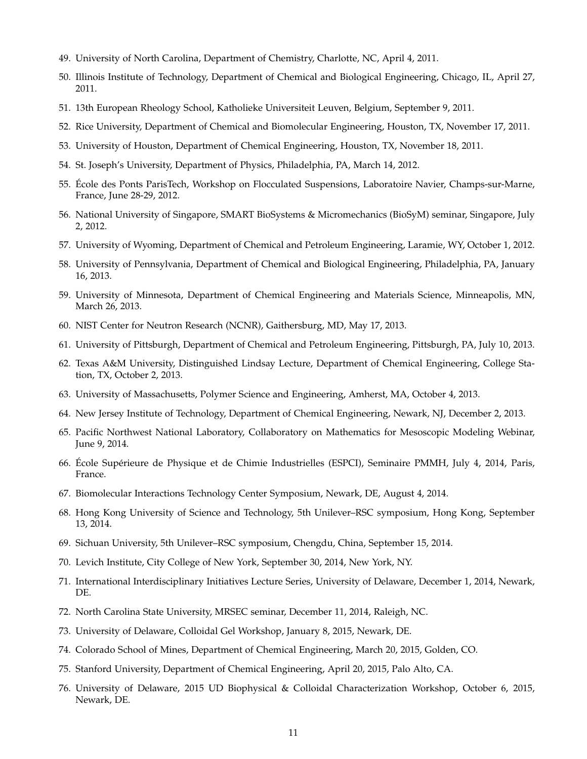49. University of North Carolina, Department of Chemistry, Charlotte, NC, April 4, 2011.
50. Illinois Institute of Technology, Department of Chemical and Biological Engineering, Chicago, IL, April 27, 2011.
51. 13th European Rheology School, Katholieke Universiteit Leuven, Belgium, September 9, 2011.
52. Rice University, Department of Chemical and Biomolecular Engineering, Houston, TX, November 17, 2011.
53. University of Houston, Department of Chemical Engineering, Houston, TX, November 18, 2011.
54. St. Joseph's University, Department of Physics, Philadelphia, PA, March 14, 2012.
55. École des Ponts ParisTech, Workshop on Flocculated Suspensions, Laboratoire Navier, Champs-sur-Marne, France, June 28-29, 2012.
56. National University of Singapore, SMART BioSystems & Micromechanics (BioSyM) seminar, Singapore, July 2, 2012.
57. University of Wyoming, Department of Chemical and Petroleum Engineering, Laramie, WY, October 1, 2012.
58. University of Pennsylvania, Department of Chemical and Biological Engineering, Philadelphia, PA, January 16, 2013.
59. University of Minnesota, Department of Chemical Engineering and Materials Science, Minneapolis, MN, March 26, 2013.
60. NIST Center for Neutron Research (NCNR), Gaithersburg, MD, May 17, 2013.
61. University of Pittsburgh, Department of Chemical and Petroleum Engineering, Pittsburgh, PA, July 10, 2013.
62. Texas A&M University, Distinguished Lindsay Lecture, Department of Chemical Engineering, College Station, TX, October 2, 2013.
63. University of Massachusetts, Polymer Science and Engineering, Amherst, MA, October 4, 2013.
64. New Jersey Institute of Technology, Department of Chemical Engineering, Newark, NJ, December 2, 2013.
65. Pacific Northwest National Laboratory, Collaboratory on Mathematics for Mesoscopic Modeling Webinar, June 9, 2014.
66. École Supérieure de Physique et de Chimie Industrielles (ESPCI), Seminaire PMMH, July 4, 2014, Paris, France.
67. Biomolecular Interactions Technology Center Symposium, Newark, DE, August 4, 2014.
68. Hong Kong University of Science and Technology, 5th Unilever–RSC symposium, Hong Kong, September 13, 2014.
69. Sichuan University, 5th Unilever–RSC symposium, Chengdu, China, September 15, 2014.
70. Levich Institute, City College of New York, September 30, 2014, New York, NY.
71. International Interdisciplinary Initiatives Lecture Series, University of Delaware, December 1, 2014, Newark, DE.
72. North Carolina State University, MRSEC seminar, December 11, 2014, Raleigh, NC.
73. University of Delaware, Colloidal Gel Workshop, January 8, 2015, Newark, DE.
74. Colorado School of Mines, Department of Chemical Engineering, March 20, 2015, Golden, CO.
75. Stanford University, Department of Chemical Engineering, April 20, 2015, Palo Alto, CA.
76. University of Delaware, 2015 UD Biophysical & Colloidal Characterization Workshop, October 6, 2015, Newark, DE.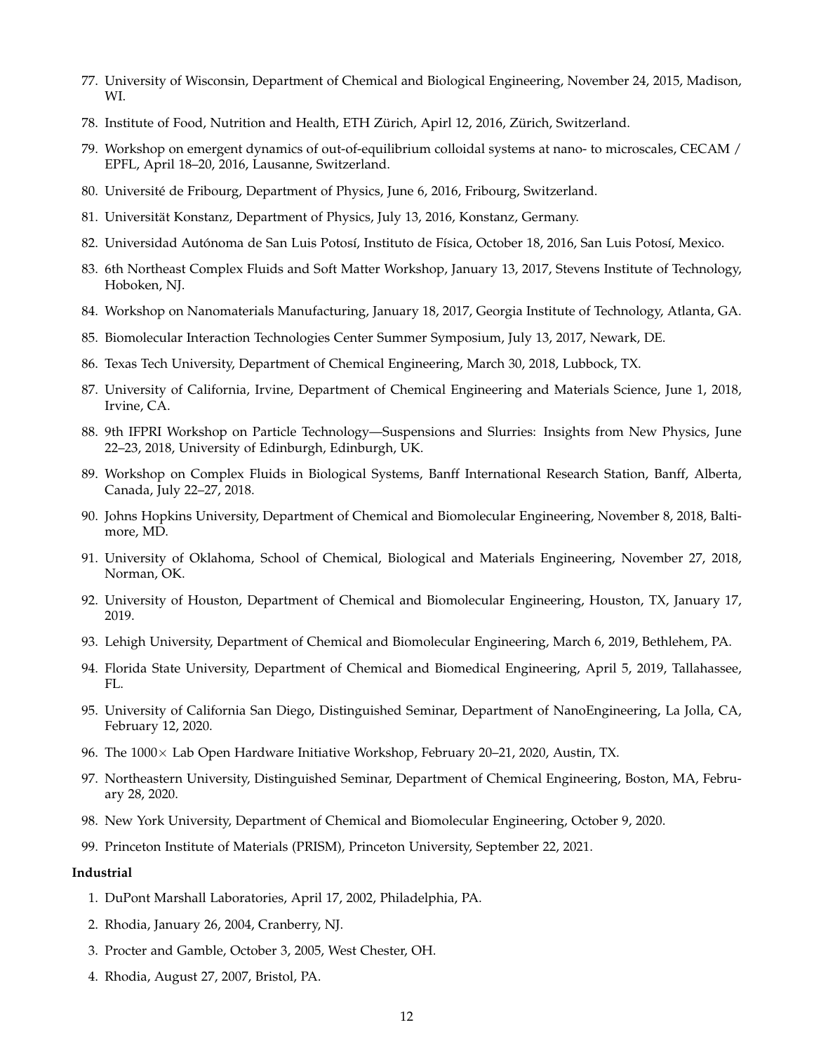77. University of Wisconsin, Department of Chemical and Biological Engineering, November 24, 2015, Madison, WI.
78. Institute of Food, Nutrition and Health, ETH Zürich, Apirl 12, 2016, Zürich, Switzerland.
79. Workshop on emergent dynamics of out-of-equilibrium colloidal systems at nano- to microscales, CECAM / EPFL, April 18–20, 2016, Lausanne, Switzerland.
80. Université de Fribourg, Department of Physics, June 6, 2016, Fribourg, Switzerland.
81. Universität Konstanz, Department of Physics, July 13, 2016, Konstanz, Germany.
82. Universidad Autónoma de San Luis Potosí, Instituto de Física, October 18, 2016, San Luis Potosí, Mexico.
83. 6th Northeast Complex Fluids and Soft Matter Workshop, January 13, 2017, Stevens Institute of Technology, Hoboken, NJ.
84. Workshop on Nanomaterials Manufacturing, January 18, 2017, Georgia Institute of Technology, Atlanta, GA.
85. Biomolecular Interaction Technologies Center Summer Symposium, July 13, 2017, Newark, DE.
86. Texas Tech University, Department of Chemical Engineering, March 30, 2018, Lubbock, TX.
87. University of California, Irvine, Department of Chemical Engineering and Materials Science, June 1, 2018, Irvine, CA.
88. 9th IFPRI Workshop on Particle Technology—Suspensions and Slurries: Insights from New Physics, June 22–23, 2018, University of Edinburgh, Edinburgh, UK.
89. Workshop on Complex Fluids in Biological Systems, Banff International Research Station, Banff, Alberta, Canada, July 22–27, 2018.
90. Johns Hopkins University, Department of Chemical and Biomolecular Engineering, November 8, 2018, Baltimore, MD.
91. University of Oklahoma, School of Chemical, Biological and Materials Engineering, November 27, 2018, Norman, OK.
92. University of Houston, Department of Chemical and Biomolecular Engineering, Houston, TX, January 17, 2019.
93. Lehigh University, Department of Chemical and Biomolecular Engineering, March 6, 2019, Bethlehem, PA.
94. Florida State University, Department of Chemical and Biomedical Engineering, April 5, 2019, Tallahassee, FL.
95. University of California San Diego, Distinguished Seminar, Department of NanoEngineering, La Jolla, CA, February 12, 2020.
96. The 1000$\times$ Lab Open Hardware Initiative Workshop, February 20–21, 2020, Austin, TX.
97. Northeastern University, Distinguished Seminar, Department of Chemical Engineering, Boston, MA, February 28, 2020.
98. New York University, Department of Chemical and Biomolecular Engineering, October 9, 2020.
99. Princeton Institute of Materials (PRISM), Princeton University, September 22, 2021.

**Industrial**

1. DuPont Marshall Laboratories, April 17, 2002, Philadelphia, PA.
2. Rhodia, January 26, 2004, Cranberry, NJ.
3. Procter and Gamble, October 3, 2005, West Chester, OH.
4. Rhodia, August 27, 2007, Bristol, PA.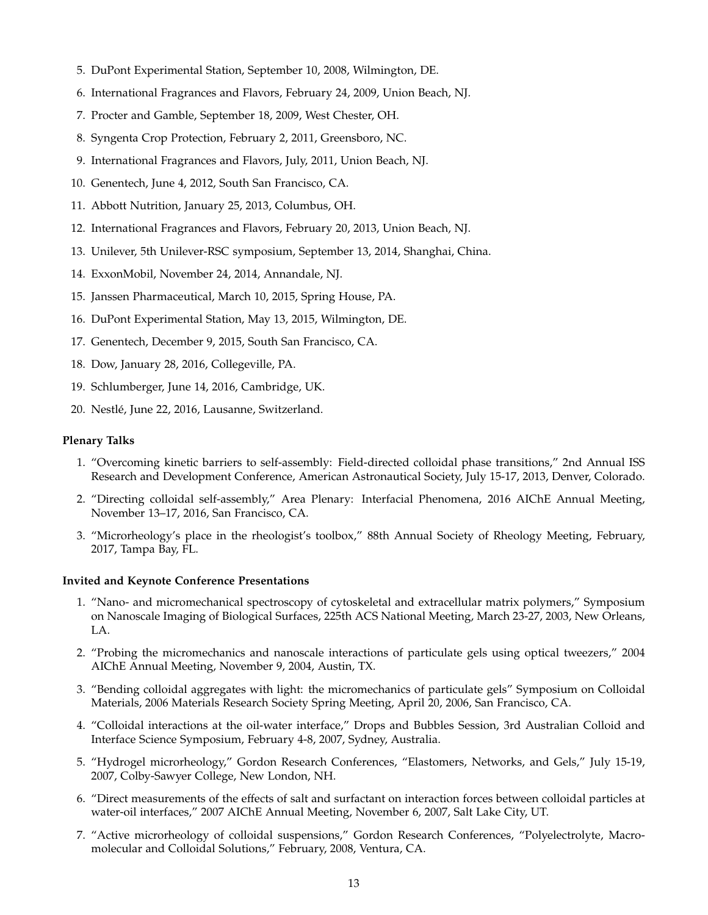5. DuPont Experimental Station, September 10, 2008, Wilmington, DE.
6. International Fragrances and Flavors, February 24, 2009, Union Beach, NJ.
7. Procter and Gamble, September 18, 2009, West Chester, OH.
8. Syngenta Crop Protection, February 2, 2011, Greensboro, NC.
9. International Fragrances and Flavors, July, 2011, Union Beach, NJ.
10. Genentech, June 4, 2012, South San Francisco, CA.
11. Abbott Nutrition, January 25, 2013, Columbus, OH.
12. International Fragrances and Flavors, February 20, 2013, Union Beach, NJ.
13. Unilever, 5th Unilever-RSC symposium, September 13, 2014, Shanghai, China.
14. ExxonMobil, November 24, 2014, Annandale, NJ.
15. Janssen Pharmaceutical, March 10, 2015, Spring House, PA.
16. DuPont Experimental Station, May 13, 2015, Wilmington, DE.
17. Genentech, December 9, 2015, South San Francisco, CA.
18. Dow, January 28, 2016, Collegeville, PA.
19. Schlumberger, June 14, 2016, Cambridge, UK.
20. Nestlé, June 22, 2016, Lausanne, Switzerland.

**Plenary Talks**

1. "Overcoming kinetic barriers to self-assembly: Field-directed colloidal phase transitions," 2nd Annual ISS Research and Development Conference, American Astronautical Society, July 15-17, 2013, Denver, Colorado.
2. "Directing colloidal self-assembly," Area Plenary: Interfacial Phenomena, 2016 AIChE Annual Meeting, November 13–17, 2016, San Francisco, CA.
3. "Microrheology's place in the rheologist's toolbox," 88th Annual Society of Rheology Meeting, February, 2017, Tampa Bay, FL.

**Invited and Keynote Conference Presentations**

1. "Nano- and micromechanical spectroscopy of cytoskeletal and extracellular matrix polymers," Symposium on Nanoscale Imaging of Biological Surfaces, 225th ACS National Meeting, March 23-27, 2003, New Orleans, LA.
2. "Probing the micromechanics and nanoscale interactions of particulate gels using optical tweezers," 2004 AIChE Annual Meeting, November 9, 2004, Austin, TX.
3. "Bending colloidal aggregates with light: the micromechanics of particulate gels" Symposium on Colloidal Materials, 2006 Materials Research Society Spring Meeting, April 20, 2006, San Francisco, CA.
4. "Colloidal interactions at the oil-water interface," Drops and Bubbles Session, 3rd Australian Colloid and Interface Science Symposium, February 4-8, 2007, Sydney, Australia.
5. "Hydrogel microrheology," Gordon Research Conferences, "Elastomers, Networks, and Gels," July 15-19, 2007, Colby-Sawyer College, New London, NH.
6. "Direct measurements of the effects of salt and surfactant on interaction forces between colloidal particles at water-oil interfaces," 2007 AIChE Annual Meeting, November 6, 2007, Salt Lake City, UT.
7. "Active microrheology of colloidal suspensions," Gordon Research Conferences, "Polyelectrolyte, Macromolecular and Colloidal Solutions," February, 2008, Ventura, CA.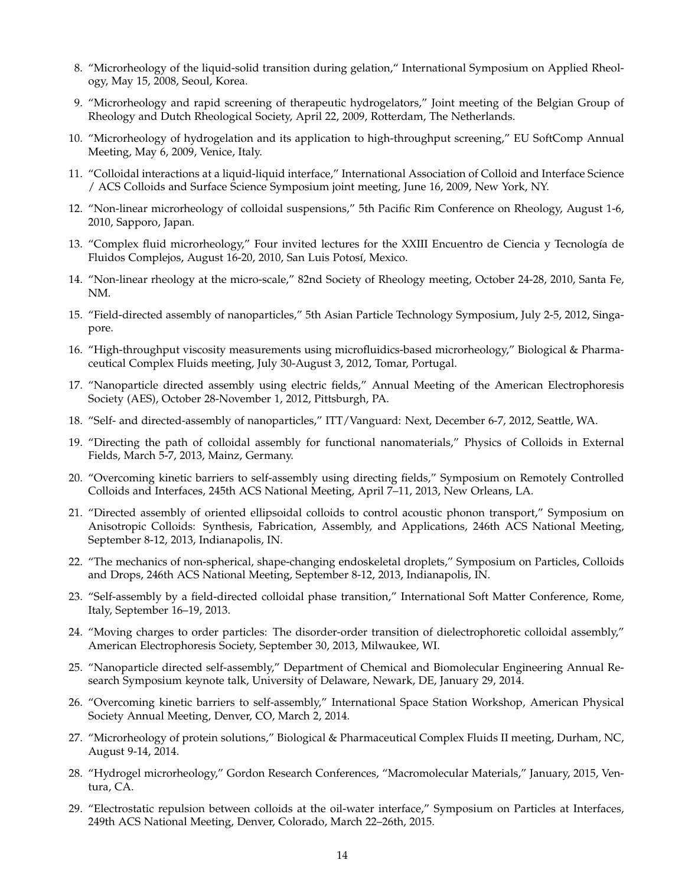8. "Microrheology of the liquid-solid transition during gelation," International Symposium on Applied Rheology, May 15, 2008, Seoul, Korea.

9. "Microrheology and rapid screening of therapeutic hydrogelators," Joint meeting of the Belgian Group of Rheology and Dutch Rheological Society, April 22, 2009, Rotterdam, The Netherlands.

10. "Microrheology of hydrogelation and its application to high-throughput screening," EU SoftComp Annual Meeting, May 6, 2009, Venice, Italy.

11. "Colloidal interactions at a liquid-liquid interface," International Association of Colloid and Interface Science / ACS Colloids and Surface Science Symposium joint meeting, June 16, 2009, New York, NY.

12. "Non-linear microrheology of colloidal suspensions," 5th Pacific Rim Conference on Rheology, August 1-6, 2010, Sapporo, Japan.

13. "Complex fluid microrheology," Four invited lectures for the XXIII Encuentro de Ciencia y Tecnología de Fluidos Complejos, August 16-20, 2010, San Luis Potosí, Mexico.

14. "Non-linear rheology at the micro-scale," 82nd Society of Rheology meeting, October 24-28, 2010, Santa Fe, NM.

15. "Field-directed assembly of nanoparticles," 5th Asian Particle Technology Symposium, July 2-5, 2012, Singapore.

16. "High-throughput viscosity measurements using microfluidics-based microrheology," Biological & Pharmaceutical Complex Fluids meeting, July 30-August 3, 2012, Tomar, Portugal.

17. "Nanoparticle directed assembly using electric fields," Annual Meeting of the American Electrophoresis Society (AES), October 28-November 1, 2012, Pittsburgh, PA.

18. "Self- and directed-assembly of nanoparticles," ITT/Vanguard: Next, December 6-7, 2012, Seattle, WA.

19. "Directing the path of colloidal assembly for functional nanomaterials," Physics of Colloids in External Fields, March 5-7, 2013, Mainz, Germany.

20. "Overcoming kinetic barriers to self-assembly using directing fields," Symposium on Remotely Controlled Colloids and Interfaces, 245th ACS National Meeting, April 7–11, 2013, New Orleans, LA.

21. "Directed assembly of oriented ellipsoidal colloids to control acoustic phonon transport," Symposium on Anisotropic Colloids: Synthesis, Fabrication, Assembly, and Applications, 246th ACS National Meeting, September 8-12, 2013, Indianapolis, IN.

22. "The mechanics of non-spherical, shape-changing endoskeletal droplets," Symposium on Particles, Colloids and Drops, 246th ACS National Meeting, September 8-12, 2013, Indianapolis, IN.

23. "Self-assembly by a field-directed colloidal phase transition," International Soft Matter Conference, Rome, Italy, September 16–19, 2013.

24. "Moving charges to order particles: The disorder-order transition of dielectrophoretic colloidal assembly," American Electrophoresis Society, September 30, 2013, Milwaukee, WI.

25. "Nanoparticle directed self-assembly," Department of Chemical and Biomolecular Engineering Annual Research Symposium keynote talk, University of Delaware, Newark, DE, January 29, 2014.

26. "Overcoming kinetic barriers to self-assembly," International Space Station Workshop, American Physical Society Annual Meeting, Denver, CO, March 2, 2014.

27. "Microrheology of protein solutions," Biological & Pharmaceutical Complex Fluids II meeting, Durham, NC, August 9-14, 2014.

28. "Hydrogel microrheology," Gordon Research Conferences, "Macromolecular Materials," January, 2015, Ventura, CA.

29. "Electrostatic repulsion between colloids at the oil-water interface," Symposium on Particles at Interfaces, 249th ACS National Meeting, Denver, Colorado, March 22–26th, 2015.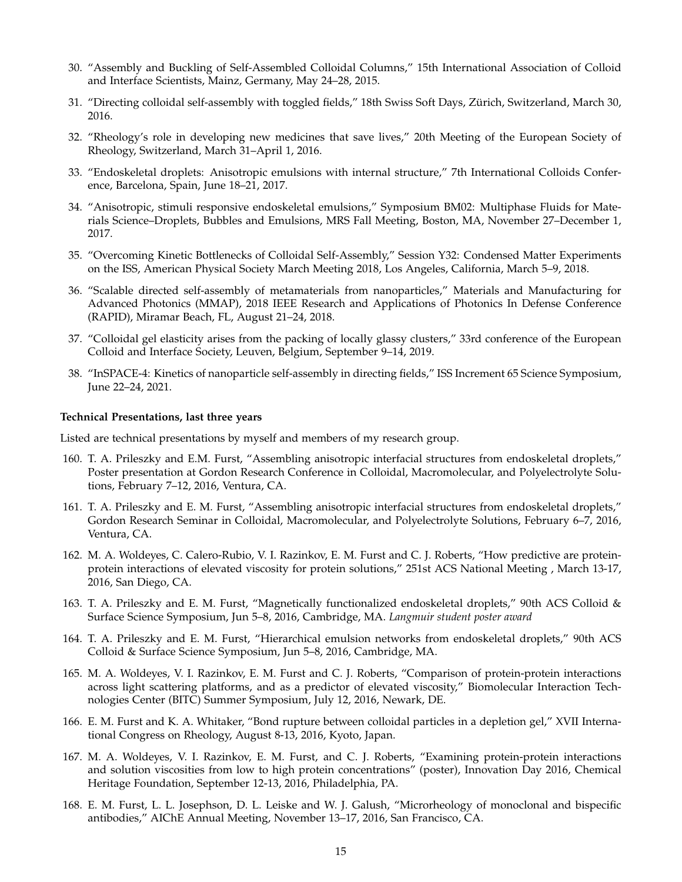30. "Assembly and Buckling of Self-Assembled Colloidal Columns," 15th International Association of Colloid and Interface Scientists, Mainz, Germany, May 24–28, 2015.
31. "Directing colloidal self-assembly with toggled fields," 18th Swiss Soft Days, Zürich, Switzerland, March 30, 2016.
32. "Rheology's role in developing new medicines that save lives," 20th Meeting of the European Society of Rheology, Switzerland, March 31–April 1, 2016.
33. "Endoskeletal droplets: Anisotropic emulsions with internal structure," 7th International Colloids Conference, Barcelona, Spain, June 18–21, 2017.
34. "Anisotropic, stimuli responsive endoskeletal emulsions," Symposium BM02: Multiphase Fluids for Materials Science–Droplets, Bubbles and Emulsions, MRS Fall Meeting, Boston, MA, November 27–December 1, 2017.
35. "Overcoming Kinetic Bottlenecks of Colloidal Self-Assembly," Session Y32: Condensed Matter Experiments on the ISS, American Physical Society March Meeting 2018, Los Angeles, California, March 5–9, 2018.
36. "Scalable directed self-assembly of metamaterials from nanoparticles," Materials and Manufacturing for Advanced Photonics (MMAP), 2018 IEEE Research and Applications of Photonics In Defense Conference (RAPID), Miramar Beach, FL, August 21–24, 2018.
37. "Colloidal gel elasticity arises from the packing of locally glassy clusters," 33rd conference of the European Colloid and Interface Society, Leuven, Belgium, September 9–14, 2019.
38. "InSPACE-4: Kinetics of nanoparticle self-assembly in directing fields," ISS Increment 65 Science Symposium, June 22–24, 2021.

**Technical Presentations, last three years**

Listed are technical presentations by myself and members of my research group.

160. T. A. Prileszky and E.M. Furst, "Assembling anisotropic interfacial structures from endoskeletal droplets," Poster presentation at Gordon Research Conference in Colloidal, Macromolecular, and Polyelectrolyte Solutions, February 7–12, 2016, Ventura, CA.
161. T. A. Prileszky and E. M. Furst, "Assembling anisotropic interfacial structures from endoskeletal droplets," Gordon Research Seminar in Colloidal, Macromolecular, and Polyelectrolyte Solutions, February 6–7, 2016, Ventura, CA.
162. M. A. Woldeyes, C. Calero-Rubio, V. I. Razinkov, E. M. Furst and C. J. Roberts, "How predictive are protein-protein interactions of elevated viscosity for protein solutions," 251st ACS National Meeting , March 13-17, 2016, San Diego, CA.
163. T. A. Prileszky and E. M. Furst, "Magnetically functionalized endoskeletal droplets," 90th ACS Colloid & Surface Science Symposium, Jun 5–8, 2016, Cambridge, MA. *Langmuir student poster award*
164. T. A. Prileszky and E. M. Furst, "Hierarchical emulsion networks from endoskeletal droplets," 90th ACS Colloid & Surface Science Symposium, Jun 5–8, 2016, Cambridge, MA.
165. M. A. Woldeyes, V. I. Razinkov, E. M. Furst and C. J. Roberts, "Comparison of protein-protein interactions across light scattering platforms, and as a predictor of elevated viscosity," Biomolecular Interaction Technologies Center (BITC) Summer Symposium, July 12, 2016, Newark, DE.
166. E. M. Furst and K. A. Whitaker, "Bond rupture between colloidal particles in a depletion gel," XVII International Congress on Rheology, August 8-13, 2016, Kyoto, Japan.
167. M. A. Woldeyes, V. I. Razinkov, E. M. Furst, and C. J. Roberts, "Examining protein-protein interactions and solution viscosities from low to high protein concentrations" (poster), Innovation Day 2016, Chemical Heritage Foundation, September 12-13, 2016, Philadelphia, PA.
168. E. M. Furst, L. L. Josephson, D. L. Leiske and W. J. Galush, "Microrheology of monoclonal and bispecific antibodies," AIChE Annual Meeting, November 13–17, 2016, San Francisco, CA.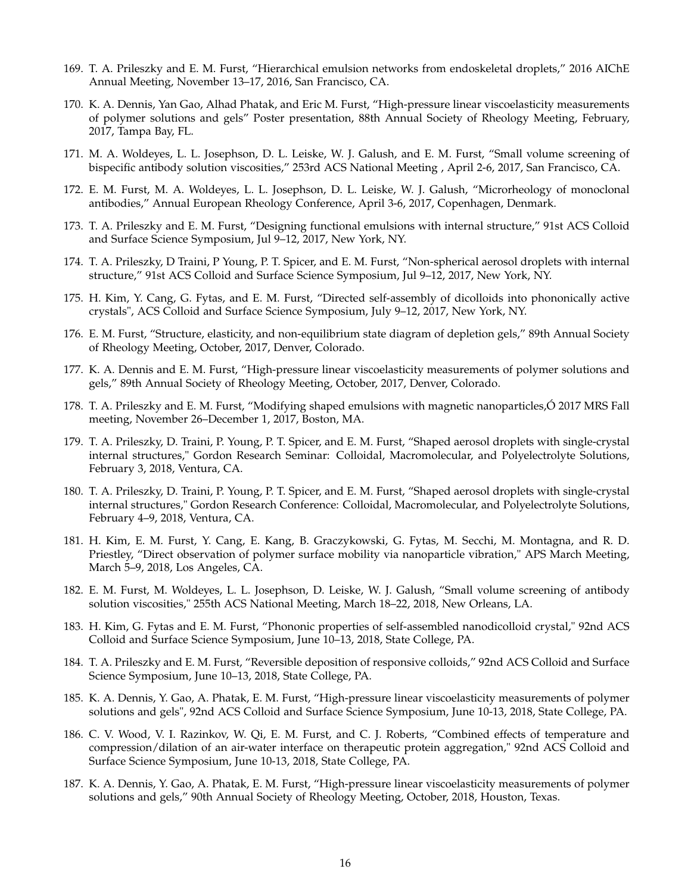169. T. A. Prileszky and E. M. Furst, “Hierarchical emulsion networks from endoskeletal droplets,” 2016 AIChE Annual Meeting, November 13–17, 2016, San Francisco, CA.

170. K. A. Dennis, Yan Gao, Alhad Phatak, and Eric M. Furst, “High-pressure linear viscoelasticity measurements of polymer solutions and gels” Poster presentation, 88th Annual Society of Rheology Meeting, February, 2017, Tampa Bay, FL.

171. M. A. Woldeyes, L. L. Josephson, D. L. Leiske, W. J. Galush, and E. M. Furst, “Small volume screening of bispecific antibody solution viscosities,” 253rd ACS National Meeting , April 2-6, 2017, San Francisco, CA.

172. E. M. Furst, M. A. Woldeyes, L. L. Josephson, D. L. Leiske, W. J. Galush, “Microrheology of monoclonal antibodies,” Annual European Rheology Conference, April 3-6, 2017, Copenhagen, Denmark.

173. T. A. Prileszky and E. M. Furst, “Designing functional emulsions with internal structure,” 91st ACS Colloid and Surface Science Symposium, Jul 9–12, 2017, New York, NY.

174. T. A. Prileszky, D Traini, P Young, P. T. Spicer, and E. M. Furst, “Non-spherical aerosol droplets with internal structure,” 91st ACS Colloid and Surface Science Symposium, Jul 9–12, 2017, New York, NY.

175. H. Kim, Y. Cang, G. Fytas, and E. M. Furst, “Directed self-assembly of dicolloids into phononically active crystals", ACS Colloid and Surface Science Symposium, July 9–12, 2017, New York, NY.

176. E. M. Furst, “Structure, elasticity, and non-equilibrium state diagram of depletion gels,” 89th Annual Society of Rheology Meeting, October, 2017, Denver, Colorado.

177. K. A. Dennis and E. M. Furst, “High-pressure linear viscoelasticity measurements of polymer solutions and gels,” 89th Annual Society of Rheology Meeting, October, 2017, Denver, Colorado.

178. T. A. Prileszky and E. M. Furst, “Modifying shaped emulsions with magnetic nanoparticles,Ó 2017 MRS Fall meeting, November 26–December 1, 2017, Boston, MA.

179. T. A. Prileszky, D. Traini, P. Young, P. T. Spicer, and E. M. Furst, “Shaped aerosol droplets with single-crystal internal structures," Gordon Research Seminar: Colloidal, Macromolecular, and Polyelectrolyte Solutions, February 3, 2018, Ventura, CA.

180. T. A. Prileszky, D. Traini, P. Young, P. T. Spicer, and E. M. Furst, “Shaped aerosol droplets with single-crystal internal structures," Gordon Research Conference: Colloidal, Macromolecular, and Polyelectrolyte Solutions, February 4–9, 2018, Ventura, CA.

181. H. Kim, E. M. Furst, Y. Cang, E. Kang, B. Graczykowski, G. Fytas, M. Secchi, M. Montagna, and R. D. Priestley, “Direct observation of polymer surface mobility via nanoparticle vibration," APS March Meeting, March 5–9, 2018, Los Angeles, CA.

182. E. M. Furst, M. Woldeyes, L. L. Josephson, D. Leiske, W. J. Galush, “Small volume screening of antibody solution viscosities," 255th ACS National Meeting, March 18–22, 2018, New Orleans, LA.

183. H. Kim, G. Fytas and E. M. Furst, “Phononic properties of self-assembled nanodicolloid crystal," 92nd ACS Colloid and Surface Science Symposium, June 10–13, 2018, State College, PA.

184. T. A. Prileszky and E. M. Furst, “Reversible deposition of responsive colloids,” 92nd ACS Colloid and Surface Science Symposium, June 10–13, 2018, State College, PA.

185. K. A. Dennis, Y. Gao, A. Phatak, E. M. Furst, “High-pressure linear viscoelasticity measurements of polymer solutions and gels", 92nd ACS Colloid and Surface Science Symposium, June 10-13, 2018, State College, PA.

186. C. V. Wood, V. I. Razinkov, W. Qi, E. M. Furst, and C. J. Roberts, “Combined effects of temperature and compression/dilation of an air-water interface on therapeutic protein aggregation," 92nd ACS Colloid and Surface Science Symposium, June 10-13, 2018, State College, PA.

187. K. A. Dennis, Y. Gao, A. Phatak, E. M. Furst, “High-pressure linear viscoelasticity measurements of polymer solutions and gels,” 90th Annual Society of Rheology Meeting, October, 2018, Houston, Texas.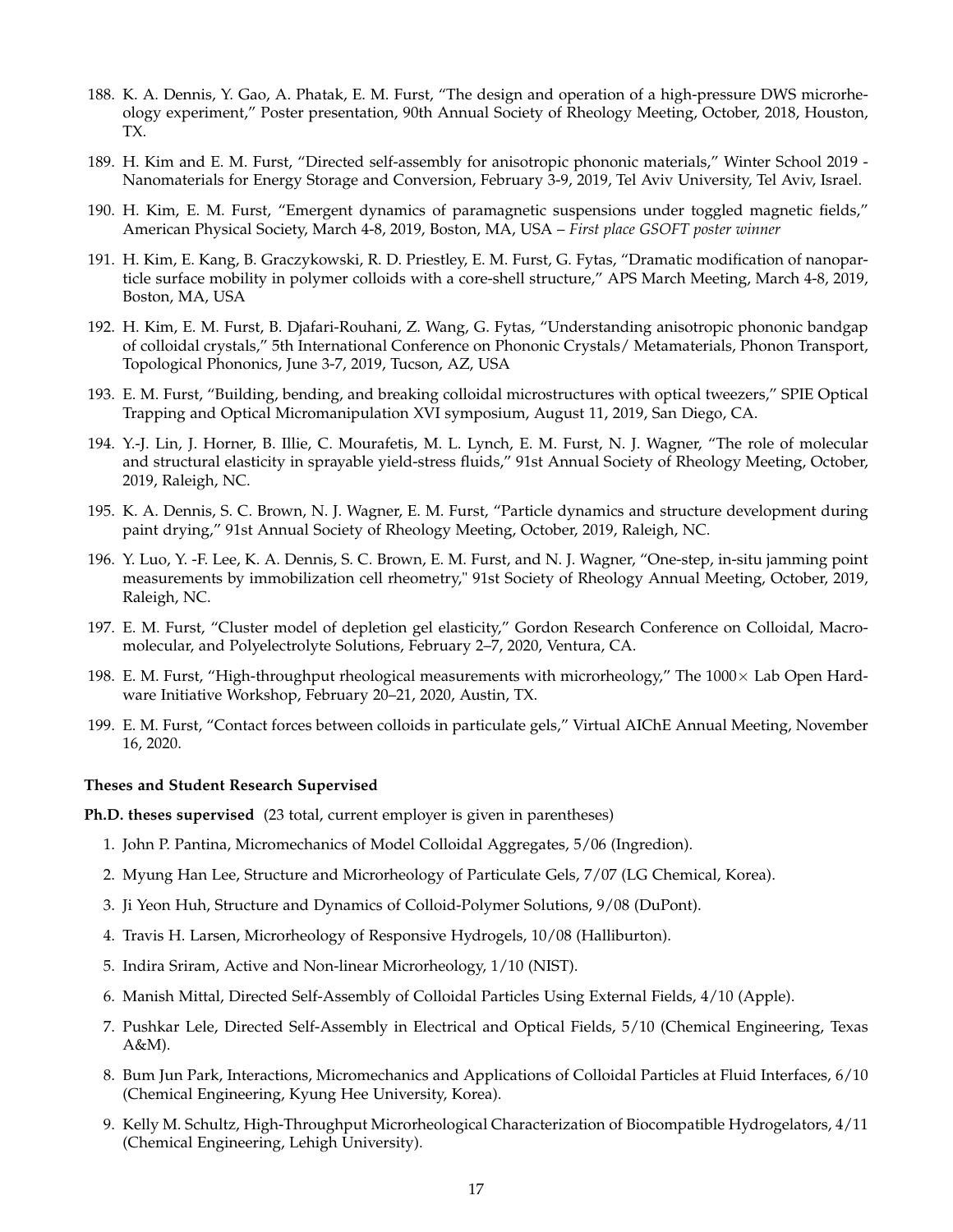188. K. A. Dennis, Y. Gao, A. Phatak, E. M. Furst, "The design and operation of a high-pressure DWS microrheology experiment," Poster presentation, 90th Annual Society of Rheology Meeting, October, 2018, Houston, TX.

189. H. Kim and E. M. Furst, "Directed self-assembly for anisotropic phononic materials," Winter School 2019 - Nanomaterials for Energy Storage and Conversion, February 3-9, 2019, Tel Aviv University, Tel Aviv, Israel.

190. H. Kim, E. M. Furst, "Emergent dynamics of paramagnetic suspensions under toggled magnetic fields," American Physical Society, March 4-8, 2019, Boston, MA, USA – *First place GSOFT poster winner*

191. H. Kim, E. Kang, B. Graczykowski, R. D. Priestley, E. M. Furst, G. Fytas, "Dramatic modification of nanoparticle surface mobility in polymer colloids with a core-shell structure," APS March Meeting, March 4-8, 2019, Boston, MA, USA

192. H. Kim, E. M. Furst, B. Djafari-Rouhani, Z. Wang, G. Fytas, "Understanding anisotropic phononic bandgap of colloidal crystals," 5th International Conference on Phononic Crystals/ Metamaterials, Phonon Transport, Topological Phononics, June 3-7, 2019, Tucson, AZ, USA

193. E. M. Furst, "Building, bending, and breaking colloidal microstructures with optical tweezers," SPIE Optical Trapping and Optical Micromanipulation XVI symposium, August 11, 2019, San Diego, CA.

194. Y.-J. Lin, J. Horner, B. Illie, C. Mourafetis, M. L. Lynch, E. M. Furst, N. J. Wagner, "The role of molecular and structural elasticity in sprayable yield-stress fluids," 91st Annual Society of Rheology Meeting, October, 2019, Raleigh, NC.

195. K. A. Dennis, S. C. Brown, N. J. Wagner, E. M. Furst, "Particle dynamics and structure development during paint drying," 91st Annual Society of Rheology Meeting, October, 2019, Raleigh, NC.

196. Y. Luo, Y. -F. Lee, K. A. Dennis, S. C. Brown, E. M. Furst, and N. J. Wagner, "One-step, in-situ jamming point measurements by immobilization cell rheometry," 91st Society of Rheology Annual Meeting, October, 2019, Raleigh, NC.

197. E. M. Furst, "Cluster model of depletion gel elasticity," Gordon Research Conference on Colloidal, Macromolecular, and Polyelectrolyte Solutions, February 2–7, 2020, Ventura, CA.

198. E. M. Furst, "High-throughput rheological measurements with microrheology," The 1000× Lab Open Hardware Initiative Workshop, February 20–21, 2020, Austin, TX.

199. E. M. Furst, "Contact forces between colloids in particulate gels," Virtual AIChE Annual Meeting, November 16, 2020.

### Theses and Student Research Supervised

**Ph.D. theses supervised** (23 total, current employer is given in parentheses)

1. John P. Pantina, Micromechanics of Model Colloidal Aggregates, 5/06 (Ingredion).
2. Myung Han Lee, Structure and Microrheology of Particulate Gels, 7/07 (LG Chemical, Korea).
3. Ji Yeon Huh, Structure and Dynamics of Colloid-Polymer Solutions, 9/08 (DuPont).
4. Travis H. Larsen, Microrheology of Responsive Hydrogels, 10/08 (Halliburton).
5. Indira Sriram, Active and Non-linear Microrheology, 1/10 (NIST).
6. Manish Mittal, Directed Self-Assembly of Colloidal Particles Using External Fields, 4/10 (Apple).
7. Pushkar Lele, Directed Self-Assembly in Electrical and Optical Fields, 5/10 (Chemical Engineering, Texas A&M).
8. Bum Jun Park, Interactions, Micromechanics and Applications of Colloidal Particles at Fluid Interfaces, 6/10 (Chemical Engineering, Kyung Hee University, Korea).
9. Kelly M. Schultz, High-Throughput Microrheological Characterization of Biocompatible Hydrogelators, 4/11 (Chemical Engineering, Lehigh University).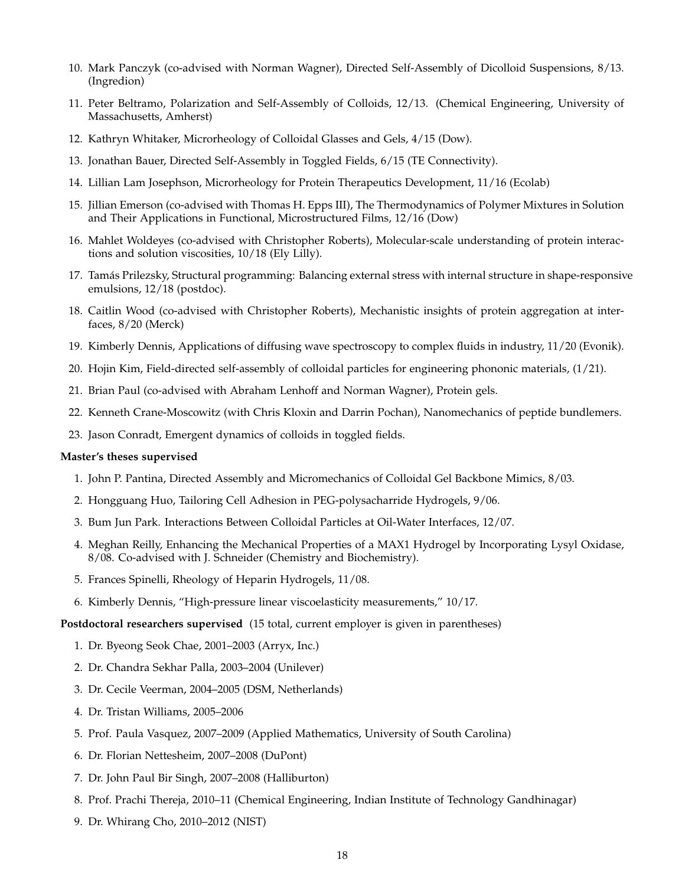10. Mark Panczyk (co-advised with Norman Wagner), Directed Self-Assembly of Dicolloid Suspensions, 8/13. (Ingredion)
11. Peter Beltramo, Polarization and Self-Assembly of Colloids, 12/13. (Chemical Engineering, University of Massachusetts, Amherst)
12. Kathryn Whitaker, Microrheology of Colloidal Glasses and Gels, 4/15 (Dow).
13. Jonathan Bauer, Directed Self-Assembly in Toggled Fields, 6/15 (TE Connectivity).
14. Lillian Lam Josephson, Microrheology for Protein Therapeutics Development, 11/16 (Ecolab)
15. Jillian Emerson (co-advised with Thomas H. Epps III), The Thermodynamics of Polymer Mixtures in Solution and Their Applications in Functional, Microstructured Films, 12/16 (Dow)
16. Mahlet Woldeyes (co-advised with Christopher Roberts), Molecular-scale understanding of protein interactions and solution viscosities, 10/18 (Ely Lilly).
17. Tamás Prilezsky, Structural programming: Balancing external stress with internal structure in shape-responsive emulsions, 12/18 (postdoc).
18. Caitlin Wood (co-advised with Christopher Roberts), Mechanistic insights of protein aggregation at interfaces, 8/20 (Merck)
19. Kimberly Dennis, Applications of diffusing wave spectroscopy to complex fluids in industry, 11/20 (Evonik).
20. Hojin Kim, Field-directed self-assembly of colloidal particles for engineering phononic materials, (1/21).
21. Brian Paul (co-advised with Abraham Lenhoff and Norman Wagner), Protein gels.
22. Kenneth Crane-Moscowitz (with Chris Kloxin and Darrin Pochan), Nanomechanics of peptide bundlemers.
23. Jason Conradt, Emergent dynamics of colloids in toggled fields.

**Master's theses supervised**

1. John P. Pantina, Directed Assembly and Micromechanics of Colloidal Gel Backbone Mimics, 8/03.
2. Hongguang Huo, Tailoring Cell Adhesion in PEG-polysacharride Hydrogels, 9/06.
3. Bum Jun Park. Interactions Between Colloidal Particles at Oil-Water Interfaces, 12/07.
4. Meghan Reilly, Enhancing the Mechanical Properties of a MAX1 Hydrogel by Incorporating Lysyl Oxidase, 8/08. Co-advised with J. Schneider (Chemistry and Biochemistry).
5. Frances Spinelli, Rheology of Heparin Hydrogels, 11/08.
6. Kimberly Dennis, "High-pressure linear viscoelasticity measurements," 10/17.

**Postdoctoral researchers supervised** (15 total, current employer is given in parentheses)

1. Dr. Byeong Seok Chae, 2001–2003 (Arryx, Inc.)
2. Dr. Chandra Sekhar Palla, 2003–2004 (Unilever)
3. Dr. Cecile Veerman, 2004–2005 (DSM, Netherlands)
4. Dr. Tristan Williams, 2005–2006
5. Prof. Paula Vasquez, 2007–2009 (Applied Mathematics, University of South Carolina)
6. Dr. Florian Nettesheim, 2007–2008 (DuPont)
7. Dr. John Paul Bir Singh, 2007–2008 (Halliburton)
8. Prof. Prachi Thereja, 2010–11 (Chemical Engineering, Indian Institute of Technology Gandhinagar)
9. Dr. Whirang Cho, 2010–2012 (NIST)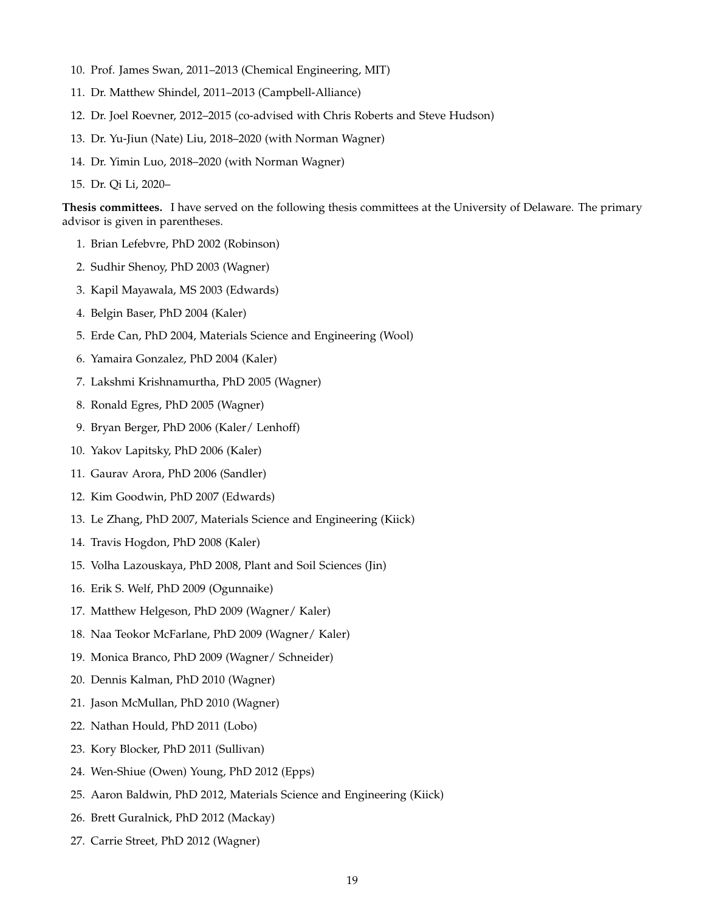10. Prof. James Swan, 2011–2013 (Chemical Engineering, MIT)
11. Dr. Matthew Shindel, 2011–2013 (Campbell-Alliance)
12. Dr. Joel Roevner, 2012–2015 (co-advised with Chris Roberts and Steve Hudson)
13. Dr. Yu-Jiun (Nate) Liu, 2018–2020 (with Norman Wagner)
14. Dr. Yimin Luo, 2018–2020 (with Norman Wagner)
15. Dr. Qi Li, 2020–

**Thesis committees.** I have served on the following thesis committees at the University of Delaware. The primary advisor is given in parentheses.

1. Brian Lefebvre, PhD 2002 (Robinson)
2. Sudhir Shenoy, PhD 2003 (Wagner)
3. Kapil Mayawala, MS 2003 (Edwards)
4. Belgin Baser, PhD 2004 (Kaler)
5. Erde Can, PhD 2004, Materials Science and Engineering (Wool)
6. Yamaira Gonzalez, PhD 2004 (Kaler)
7. Lakshmi Krishnamurtha, PhD 2005 (Wagner)
8. Ronald Egres, PhD 2005 (Wagner)
9. Bryan Berger, PhD 2006 (Kaler/ Lenhoff)
10. Yakov Lapitsky, PhD 2006 (Kaler)
11. Gaurav Arora, PhD 2006 (Sandler)
12. Kim Goodwin, PhD 2007 (Edwards)
13. Le Zhang, PhD 2007, Materials Science and Engineering (Kiick)
14. Travis Hogdon, PhD 2008 (Kaler)
15. Volha Lazouskaya, PhD 2008, Plant and Soil Sciences (Jin)
16. Erik S. Welf, PhD 2009 (Ogunnaike)
17. Matthew Helgeson, PhD 2009 (Wagner/ Kaler)
18. Naa Teokor McFarlane, PhD 2009 (Wagner/ Kaler)
19. Monica Branco, PhD 2009 (Wagner/ Schneider)
20. Dennis Kalman, PhD 2010 (Wagner)
21. Jason McMullan, PhD 2010 (Wagner)
22. Nathan Hould, PhD 2011 (Lobo)
23. Kory Blocker, PhD 2011 (Sullivan)
24. Wen-Shiue (Owen) Young, PhD 2012 (Epps)
25. Aaron Baldwin, PhD 2012, Materials Science and Engineering (Kiick)
26. Brett Guralnick, PhD 2012 (Mackay)
27. Carrie Street, PhD 2012 (Wagner)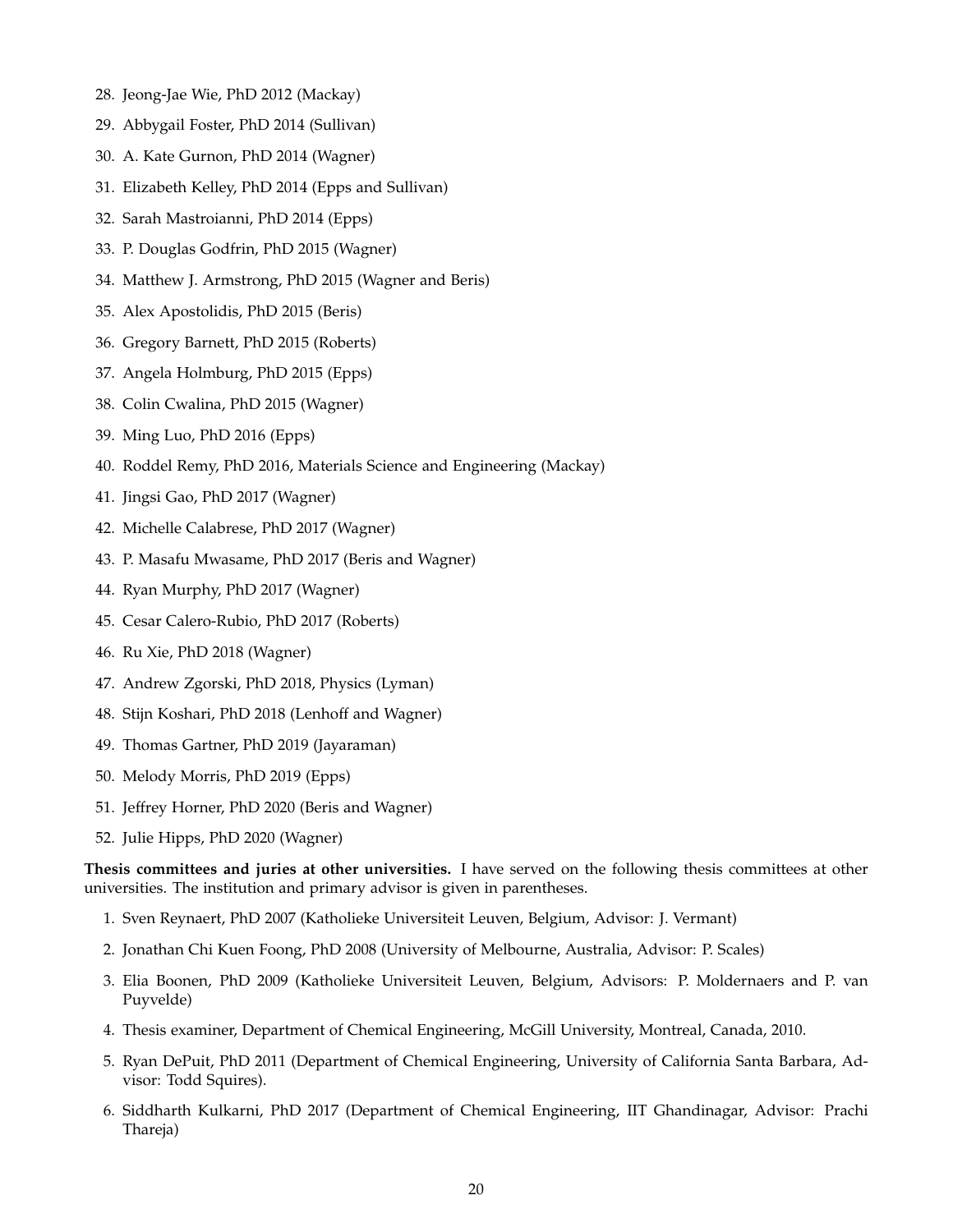28. Jeong-Jae Wie, PhD 2012 (Mackay)
29. Abbygail Foster, PhD 2014 (Sullivan)
30. A. Kate Gurnon, PhD 2014 (Wagner)
31. Elizabeth Kelley, PhD 2014 (Epps and Sullivan)
32. Sarah Mastroianni, PhD 2014 (Epps)
33. P. Douglas Godfrin, PhD 2015 (Wagner)
34. Matthew J. Armstrong, PhD 2015 (Wagner and Beris)
35. Alex Apostolidis, PhD 2015 (Beris)
36. Gregory Barnett, PhD 2015 (Roberts)
37. Angela Holmburg, PhD 2015 (Epps)
38. Colin Cwalina, PhD 2015 (Wagner)
39. Ming Luo, PhD 2016 (Epps)
40. Roddel Remy, PhD 2016, Materials Science and Engineering (Mackay)
41. Jingsi Gao, PhD 2017 (Wagner)
42. Michelle Calabrese, PhD 2017 (Wagner)
43. P. Masafu Mwasame, PhD 2017 (Beris and Wagner)
44. Ryan Murphy, PhD 2017 (Wagner)
45. Cesar Calero-Rubio, PhD 2017 (Roberts)
46. Ru Xie, PhD 2018 (Wagner)
47. Andrew Zgorski, PhD 2018, Physics (Lyman)
48. Stijn Koshari, PhD 2018 (Lenhoff and Wagner)
49. Thomas Gartner, PhD 2019 (Jayaraman)
50. Melody Morris, PhD 2019 (Epps)
51. Jeffrey Horner, PhD 2020 (Beris and Wagner)
52. Julie Hipps, PhD 2020 (Wagner)

**Thesis committees and juries at other universities.** I have served on the following thesis committees at other universities. The institution and primary advisor is given in parentheses.

1. Sven Reynaert, PhD 2007 (Katholieke Universiteit Leuven, Belgium, Advisor: J. Vermant)
2. Jonathan Chi Kuen Foong, PhD 2008 (University of Melbourne, Australia, Advisor: P. Scales)
3. Elia Boonen, PhD 2009 (Katholieke Universiteit Leuven, Belgium, Advisors: P. Moldernaers and P. van Puyvelde)
4. Thesis examiner, Department of Chemical Engineering, McGill University, Montreal, Canada, 2010.
5. Ryan DePuit, PhD 2011 (Department of Chemical Engineering, University of California Santa Barbara, Advisor: Todd Squires).
6. Siddharth Kulkarni, PhD 2017 (Department of Chemical Engineering, IIT Ghandinagar, Advisor: Prachi Thareja)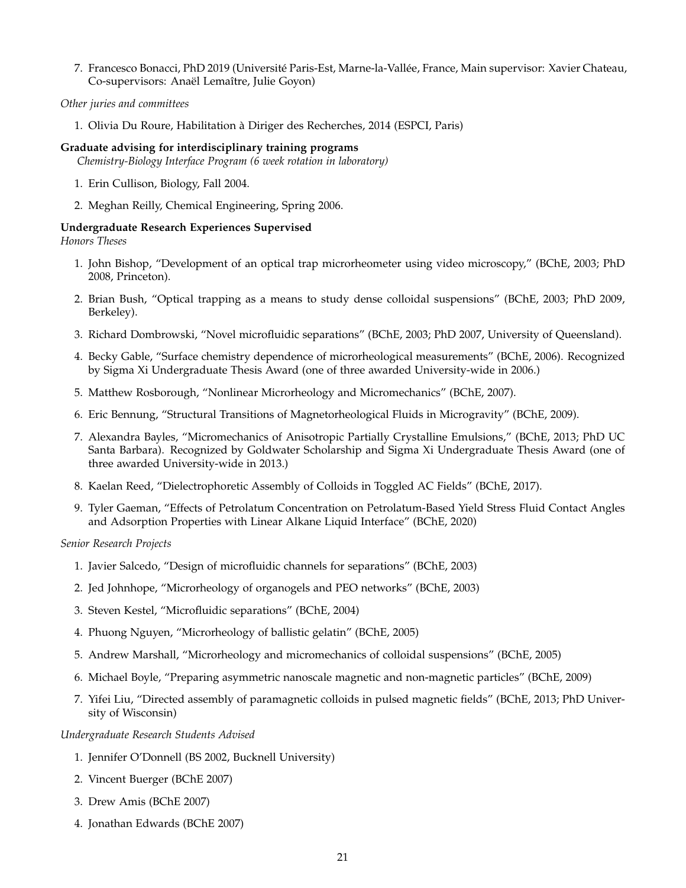7. Francesco Bonacci, PhD 2019 (Université Paris-Est, Marne-la-Vallée, France, Main supervisor: Xavier Chateau, Co-supervisors: Anaël Lemaître, Julie Goyon)

*Other juries and committees*

1. Olivia Du Roure, Habilitation à Diriger des Recherches, 2014 (ESPCI, Paris)

**Graduate advising for interdisciplinary training programs**

*Chemistry-Biology Interface Program (6 week rotation in laboratory)*

1. Erin Cullison, Biology, Fall 2004.
2. Meghan Reilly, Chemical Engineering, Spring 2006.

**Undergraduate Research Experiences Supervised**

*Honors Theses*

1. John Bishop, "Development of an optical trap microrheometer using video microscopy," (BChE, 2003; PhD 2008, Princeton).
2. Brian Bush, "Optical trapping as a means to study dense colloidal suspensions" (BChE, 2003; PhD 2009, Berkeley).
3. Richard Dombrowski, "Novel microfluidic separations" (BChE, 2003; PhD 2007, University of Queensland).
4. Becky Gable, "Surface chemistry dependence of microrheological measurements" (BChE, 2006). Recognized by Sigma Xi Undergraduate Thesis Award (one of three awarded University-wide in 2006.)
5. Matthew Rosborough, "Nonlinear Microrheology and Micromechanics" (BChE, 2007).
6. Eric Bennung, "Structural Transitions of Magnetorheological Fluids in Microgravity" (BChE, 2009).
7. Alexandra Bayles, "Micromechanics of Anisotropic Partially Crystalline Emulsions," (BChE, 2013; PhD UC Santa Barbara). Recognized by Goldwater Scholarship and Sigma Xi Undergraduate Thesis Award (one of three awarded University-wide in 2013.)
8. Kaelan Reed, "Dielectrophoretic Assembly of Colloids in Toggled AC Fields" (BChE, 2017).
9. Tyler Gaeman, "Effects of Petrolatum Concentration on Petrolatum-Based Yield Stress Fluid Contact Angles and Adsorption Properties with Linear Alkane Liquid Interface" (BChE, 2020)

*Senior Research Projects*

1. Javier Salcedo, "Design of microfluidic channels for separations" (BChE, 2003)
2. Jed Johnhope, "Microrheology of organogels and PEO networks" (BChE, 2003)
3. Steven Kestel, "Microfluidic separations" (BChE, 2004)
4. Phuong Nguyen, "Microrheology of ballistic gelatin" (BChE, 2005)
5. Andrew Marshall, "Microrheology and micromechanics of colloidal suspensions" (BChE, 2005)
6. Michael Boyle, "Preparing asymmetric nanoscale magnetic and non-magnetic particles" (BChE, 2009)
7. Yifei Liu, "Directed assembly of paramagnetic colloids in pulsed magnetic fields" (BChE, 2013; PhD University of Wisconsin)

*Undergraduate Research Students Advised*

1. Jennifer O'Donnell (BS 2002, Bucknell University)
2. Vincent Buerger (BChE 2007)
3. Drew Amis (BChE 2007)
4. Jonathan Edwards (BChE 2007)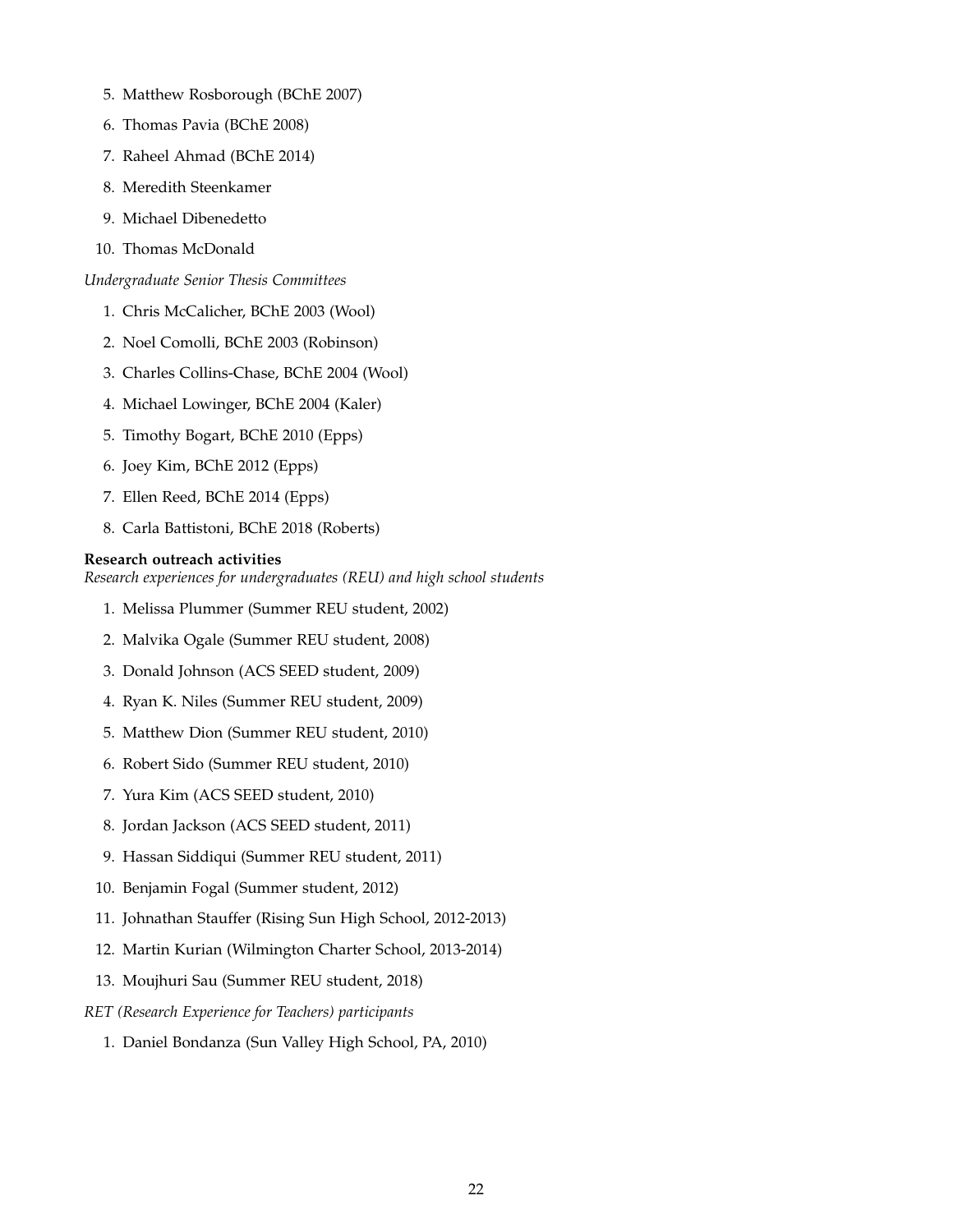5. Matthew Rosborough (BChE 2007)
6. Thomas Pavia (BChE 2008)
7. Raheel Ahmad (BChE 2014)
8. Meredith Steenkamer
9. Michael Dibenedetto
10. Thomas McDonald

*Undergraduate Senior Thesis Committees*

1. Chris McCalicher, BChE 2003 (Wool)
2. Noel Comolli, BChE 2003 (Robinson)
3. Charles Collins-Chase, BChE 2004 (Wool)
4. Michael Lowinger, BChE 2004 (Kaler)
5. Timothy Bogart, BChE 2010 (Epps)
6. Joey Kim, BChE 2012 (Epps)
7. Ellen Reed, BChE 2014 (Epps)
8. Carla Battistoni, BChE 2018 (Roberts)

**Research outreach activities**

*Research experiences for undergraduates (REU) and high school students*

1. Melissa Plummer (Summer REU student, 2002)
2. Malvika Ogale (Summer REU student, 2008)
3. Donald Johnson (ACS SEED student, 2009)
4. Ryan K. Niles (Summer REU student, 2009)
5. Matthew Dion (Summer REU student, 2010)
6. Robert Sido (Summer REU student, 2010)
7. Yura Kim (ACS SEED student, 2010)
8. Jordan Jackson (ACS SEED student, 2011)
9. Hassan Siddiqui (Summer REU student, 2011)
10. Benjamin Fogal (Summer student, 2012)
11. Johnathan Stauffer (Rising Sun High School, 2012-2013)
12. Martin Kurian (Wilmington Charter School, 2013-2014)
13. Moujhuri Sau (Summer REU student, 2018)

*RET (Research Experience for Teachers) participants*

1. Daniel Bondanza (Sun Valley High School, PA, 2010)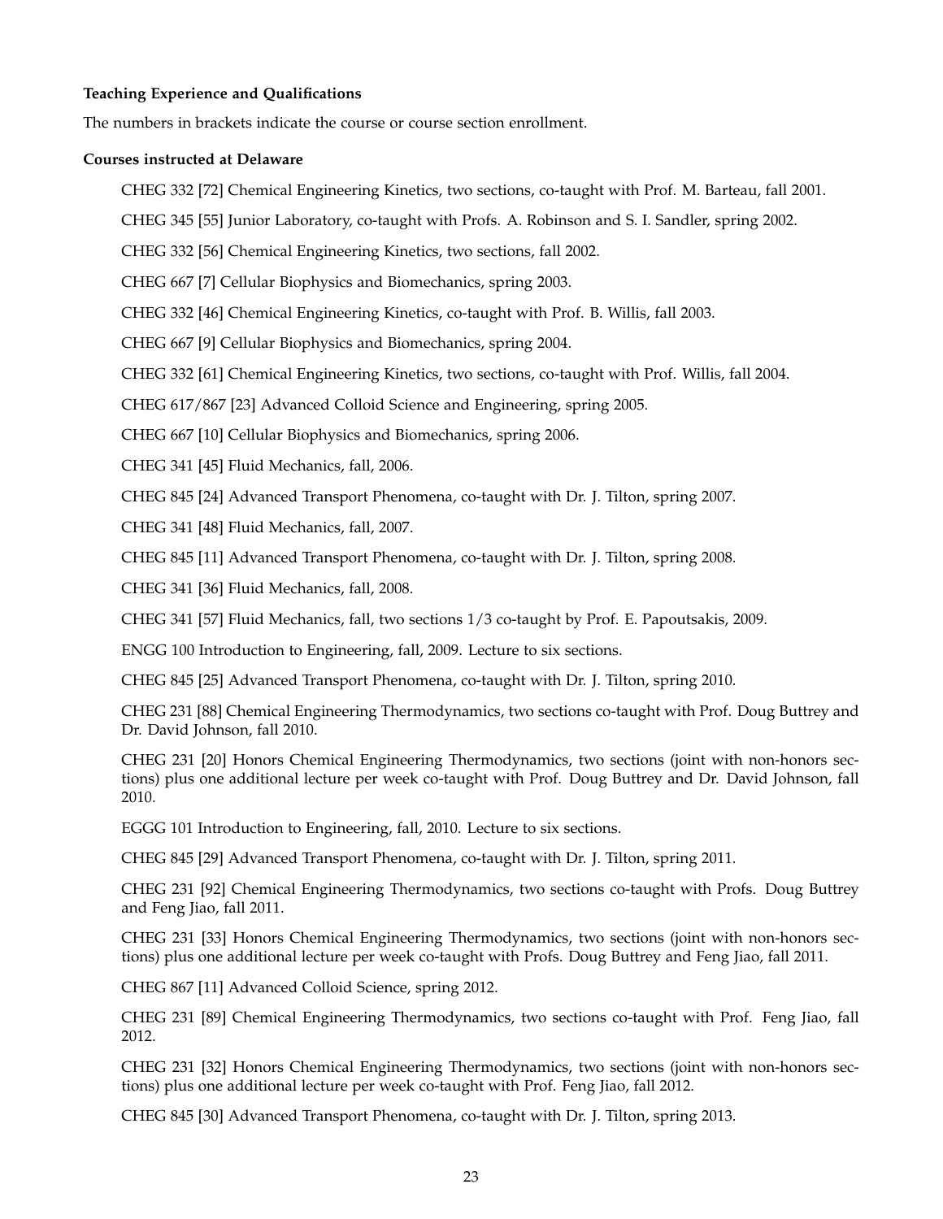**Teaching Experience and Qualifications**

The numbers in brackets indicate the course or course section enrollment.

**Courses instructed at Delaware**

CHEG 332 [72] Chemical Engineering Kinetics, two sections, co-taught with Prof. M. Barteau, fall 2001.

CHEG 345 [55] Junior Laboratory, co-taught with Profs. A. Robinson and S. I. Sandler, spring 2002.

CHEG 332 [56] Chemical Engineering Kinetics, two sections, fall 2002.

CHEG 667 [7] Cellular Biophysics and Biomechanics, spring 2003.

CHEG 332 [46] Chemical Engineering Kinetics, co-taught with Prof. B. Willis, fall 2003.

CHEG 667 [9] Cellular Biophysics and Biomechanics, spring 2004.

CHEG 332 [61] Chemical Engineering Kinetics, two sections, co-taught with Prof. Willis, fall 2004.

CHEG 617/867 [23] Advanced Colloid Science and Engineering, spring 2005.

CHEG 667 [10] Cellular Biophysics and Biomechanics, spring 2006.

CHEG 341 [45] Fluid Mechanics, fall, 2006.

CHEG 845 [24] Advanced Transport Phenomena, co-taught with Dr. J. Tilton, spring 2007.

CHEG 341 [48] Fluid Mechanics, fall, 2007.

CHEG 845 [11] Advanced Transport Phenomena, co-taught with Dr. J. Tilton, spring 2008.

CHEG 341 [36] Fluid Mechanics, fall, 2008.

CHEG 341 [57] Fluid Mechanics, fall, two sections 1/3 co-taught by Prof. E. Papoutsakis, 2009.

ENGG 100 Introduction to Engineering, fall, 2009. Lecture to six sections.

CHEG 845 [25] Advanced Transport Phenomena, co-taught with Dr. J. Tilton, spring 2010.

CHEG 231 [88] Chemical Engineering Thermodynamics, two sections co-taught with Prof. Doug Buttrey and Dr. David Johnson, fall 2010.

CHEG 231 [20] Honors Chemical Engineering Thermodynamics, two sections (joint with non-honors sections) plus one additional lecture per week co-taught with Prof. Doug Buttrey and Dr. David Johnson, fall 2010.

EGGG 101 Introduction to Engineering, fall, 2010. Lecture to six sections.

CHEG 845 [29] Advanced Transport Phenomena, co-taught with Dr. J. Tilton, spring 2011.

CHEG 231 [92] Chemical Engineering Thermodynamics, two sections co-taught with Profs. Doug Buttrey and Feng Jiao, fall 2011.

CHEG 231 [33] Honors Chemical Engineering Thermodynamics, two sections (joint with non-honors sections) plus one additional lecture per week co-taught with Profs. Doug Buttrey and Feng Jiao, fall 2011.

CHEG 867 [11] Advanced Colloid Science, spring 2012.

CHEG 231 [89] Chemical Engineering Thermodynamics, two sections co-taught with Prof. Feng Jiao, fall 2012.

CHEG 231 [32] Honors Chemical Engineering Thermodynamics, two sections (joint with non-honors sections) plus one additional lecture per week co-taught with Prof. Feng Jiao, fall 2012.

CHEG 845 [30] Advanced Transport Phenomena, co-taught with Dr. J. Tilton, spring 2013.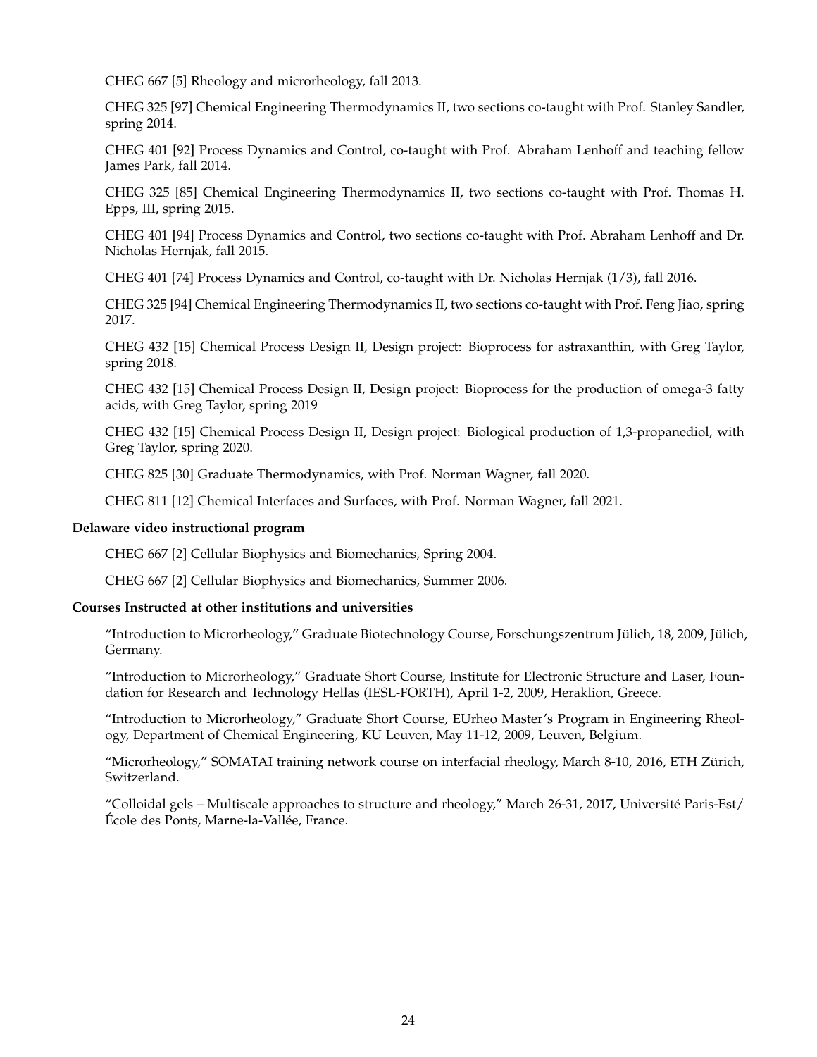CHEG 667 [5] Rheology and microrheology, fall 2013.

CHEG 325 [97] Chemical Engineering Thermodynamics II, two sections co-taught with Prof. Stanley Sandler, spring 2014.

CHEG 401 [92] Process Dynamics and Control, co-taught with Prof. Abraham Lenhoff and teaching fellow James Park, fall 2014.

CHEG 325 [85] Chemical Engineering Thermodynamics II, two sections co-taught with Prof. Thomas H. Epps, III, spring 2015.

CHEG 401 [94] Process Dynamics and Control, two sections co-taught with Prof. Abraham Lenhoff and Dr. Nicholas Hernjak, fall 2015.

CHEG 401 [74] Process Dynamics and Control, co-taught with Dr. Nicholas Hernjak (1/3), fall 2016.

CHEG 325 [94] Chemical Engineering Thermodynamics II, two sections co-taught with Prof. Feng Jiao, spring 2017.

CHEG 432 [15] Chemical Process Design II, Design project: Bioprocess for astraxanthin, with Greg Taylor, spring 2018.

CHEG 432 [15] Chemical Process Design II, Design project: Bioprocess for the production of omega-3 fatty acids, with Greg Taylor, spring 2019

CHEG 432 [15] Chemical Process Design II, Design project: Biological production of 1,3-propanediol, with Greg Taylor, spring 2020.

CHEG 825 [30] Graduate Thermodynamics, with Prof. Norman Wagner, fall 2020.

CHEG 811 [12] Chemical Interfaces and Surfaces, with Prof. Norman Wagner, fall 2021.

**Delaware video instructional program**

CHEG 667 [2] Cellular Biophysics and Biomechanics, Spring 2004.

CHEG 667 [2] Cellular Biophysics and Biomechanics, Summer 2006.

**Courses Instructed at other institutions and universities**

"Introduction to Microrheology," Graduate Biotechnology Course, Forschungszentrum Jülich, 18, 2009, Jülich, Germany.

"Introduction to Microrheology," Graduate Short Course, Institute for Electronic Structure and Laser, Foundation for Research and Technology Hellas (IESL-FORTH), April 1-2, 2009, Heraklion, Greece.

"Introduction to Microrheology," Graduate Short Course, EUrheo Master's Program in Engineering Rheology, Department of Chemical Engineering, KU Leuven, May 11-12, 2009, Leuven, Belgium.

"Microrheology," SOMATAI training network course on interfacial rheology, March 8-10, 2016, ETH Zürich, Switzerland.

"Colloidal gels – Multiscale approaches to structure and rheology," March 26-31, 2017, Université Paris-Est/ École des Ponts, Marne-la-Vallée, France.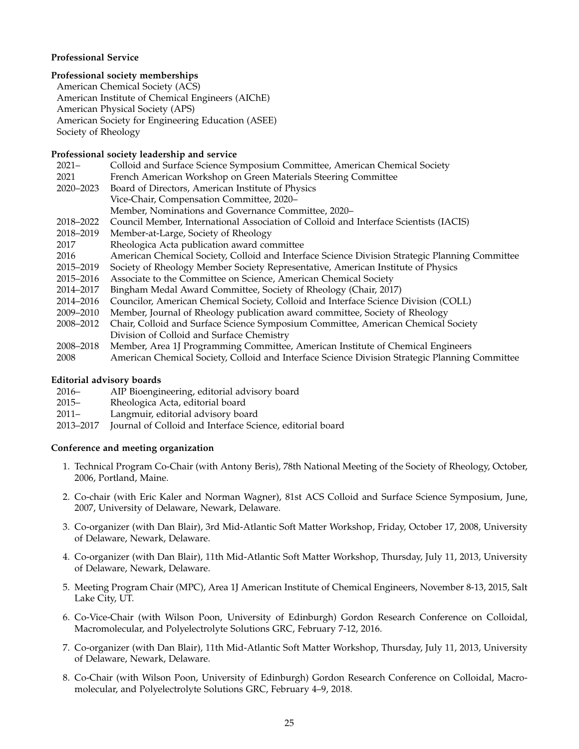**Professional Service**

**Professional society memberships**

American Chemical Society (ACS)
American Institute of Chemical Engineers (AIChE)
American Physical Society (APS)
American Society for Engineering Education (ASEE)
Society of Rheology

**Professional society leadership and service**

| | |
|---|---|
| 2021– | Colloid and Surface Science Symposium Committee, American Chemical Society |
| 2021 | French American Workshop on Green Materials Steering Committee |
| 2020–2023 | Board of Directors, American Institute of Physics |
| | Vice-Chair, Compensation Committee, 2020– |
| | Member, Nominations and Governance Committee, 2020– |
| 2018–2022 | Council Member, International Association of Colloid and Interface Scientists (IACIS) |
| 2018–2019 | Member-at-Large, Society of Rheology |
| 2017 | Rheologica Acta publication award committee |
| 2016 | American Chemical Society, Colloid and Interface Science Division Strategic Planning Committee |
| 2015–2019 | Society of Rheology Member Society Representative, American Institute of Physics |
| 2015–2016 | Associate to the Committee on Science, American Chemical Society |
| 2014–2017 | Bingham Medal Award Committee, Society of Rheology (Chair, 2017) |
| 2014–2016 | Councilor, American Chemical Society, Colloid and Interface Science Division (COLL) |
| 2009–2010 | Member, Journal of Rheology publication award committee, Society of Rheology |
| 2008–2012 | Chair, Colloid and Surface Science Symposium Committee, American Chemical Society Division of Colloid and Surface Chemistry |
| 2008–2018 | Member, Area 1J Programming Committee, American Institute of Chemical Engineers |
| 2008 | American Chemical Society, Colloid and Interface Science Division Strategic Planning Committee |

**Editorial advisory boards**

| | |
|---|---|
| 2016– | AIP Bioengineering, editorial advisory board |
| 2015– | Rheologica Acta, editorial board |
| 2011– | Langmuir, editorial advisory board |
| 2013–2017 | Journal of Colloid and Interface Science, editorial board |

**Conference and meeting organization**

1. Technical Program Co-Chair (with Antony Beris), 78th National Meeting of the Society of Rheology, October, 2006, Portland, Maine.
2. Co-chair (with Eric Kaler and Norman Wagner), 81st ACS Colloid and Surface Science Symposium, June, 2007, University of Delaware, Newark, Delaware.
3. Co-organizer (with Dan Blair), 3rd Mid-Atlantic Soft Matter Workshop, Friday, October 17, 2008, University of Delaware, Newark, Delaware.
4. Co-organizer (with Dan Blair), 11th Mid-Atlantic Soft Matter Workshop, Thursday, July 11, 2013, University of Delaware, Newark, Delaware.
5. Meeting Program Chair (MPC), Area 1J American Institute of Chemical Engineers, November 8-13, 2015, Salt Lake City, UT.
6. Co-Vice-Chair (with Wilson Poon, University of Edinburgh) Gordon Research Conference on Colloidal, Macromolecular, and Polyelectrolyte Solutions GRC, February 7-12, 2016.
7. Co-organizer (with Dan Blair), 11th Mid-Atlantic Soft Matter Workshop, Thursday, July 11, 2013, University of Delaware, Newark, Delaware.
8. Co-Chair (with Wilson Poon, University of Edinburgh) Gordon Research Conference on Colloidal, Macromolecular, and Polyelectrolyte Solutions GRC, February 4–9, 2018.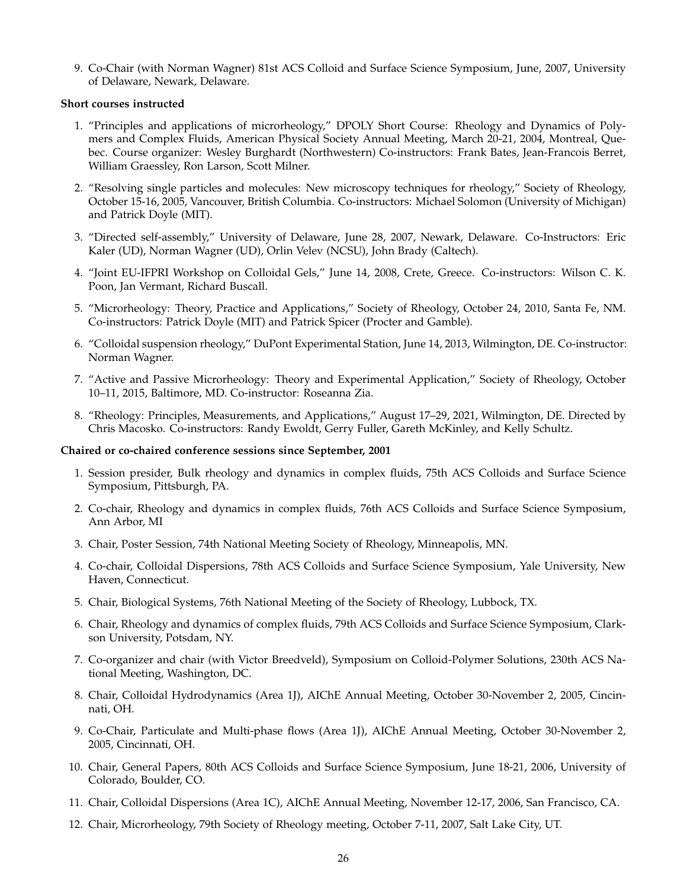9. Co-Chair (with Norman Wagner) 81st ACS Colloid and Surface Science Symposium, June, 2007, University of Delaware, Newark, Delaware.

**Short courses instructed**

1. "Principles and applications of microrheology," DPOLY Short Course: Rheology and Dynamics of Polymers and Complex Fluids, American Physical Society Annual Meeting, March 20-21, 2004, Montreal, Quebec. Course organizer: Wesley Burghardt (Northwestern) Co-instructors: Frank Bates, Jean-Francois Berret, William Graessley, Ron Larson, Scott Milner.
2. "Resolving single particles and molecules: New microscopy techniques for rheology," Society of Rheology, October 15-16, 2005, Vancouver, British Columbia. Co-instructors: Michael Solomon (University of Michigan) and Patrick Doyle (MIT).
3. "Directed self-assembly," University of Delaware, June 28, 2007, Newark, Delaware. Co-Instructors: Eric Kaler (UD), Norman Wagner (UD), Orlin Velev (NCSU), John Brady (Caltech).
4. "Joint EU-IFPRI Workshop on Colloidal Gels," June 14, 2008, Crete, Greece. Co-instructors: Wilson C. K. Poon, Jan Vermant, Richard Buscall.
5. "Microrheology: Theory, Practice and Applications," Society of Rheology, October 24, 2010, Santa Fe, NM. Co-instructors: Patrick Doyle (MIT) and Patrick Spicer (Procter and Gamble).
6. "Colloidal suspension rheology," DuPont Experimental Station, June 14, 2013, Wilmington, DE. Co-instructor: Norman Wagner.
7. "Active and Passive Microrheology: Theory and Experimental Application," Society of Rheology, October 10–11, 2015, Baltimore, MD. Co-instructor: Roseanna Zia.
8. "Rheology: Principles, Measurements, and Applications," August 17–29, 2021, Wilmington, DE. Directed by Chris Macosko. Co-instructors: Randy Ewoldt, Gerry Fuller, Gareth McKinley, and Kelly Schultz.

**Chaired or co-chaired conference sessions since September, 2001**

1. Session presider, Bulk rheology and dynamics in complex fluids, 75th ACS Colloids and Surface Science Symposium, Pittsburgh, PA.
2. Co-chair, Rheology and dynamics in complex fluids, 76th ACS Colloids and Surface Science Symposium, Ann Arbor, MI
3. Chair, Poster Session, 74th National Meeting Society of Rheology, Minneapolis, MN.
4. Co-chair, Colloidal Dispersions, 78th ACS Colloids and Surface Science Symposium, Yale University, New Haven, Connecticut.
5. Chair, Biological Systems, 76th National Meeting of the Society of Rheology, Lubbock, TX.
6. Chair, Rheology and dynamics of complex fluids, 79th ACS Colloids and Surface Science Symposium, Clarkson University, Potsdam, NY.
7. Co-organizer and chair (with Victor Breedveld), Symposium on Colloid-Polymer Solutions, 230th ACS National Meeting, Washington, DC.
8. Chair, Colloidal Hydrodynamics (Area 1J), AIChE Annual Meeting, October 30-November 2, 2005, Cincinnati, OH.
9. Co-Chair, Particulate and Multi-phase flows (Area 1J), AIChE Annual Meeting, October 30-November 2, 2005, Cincinnati, OH.
10. Chair, General Papers, 80th ACS Colloids and Surface Science Symposium, June 18-21, 2006, University of Colorado, Boulder, CO.
11. Chair, Colloidal Dispersions (Area 1C), AIChE Annual Meeting, November 12-17, 2006, San Francisco, CA.
12. Chair, Microrheology, 79th Society of Rheology meeting, October 7-11, 2007, Salt Lake City, UT.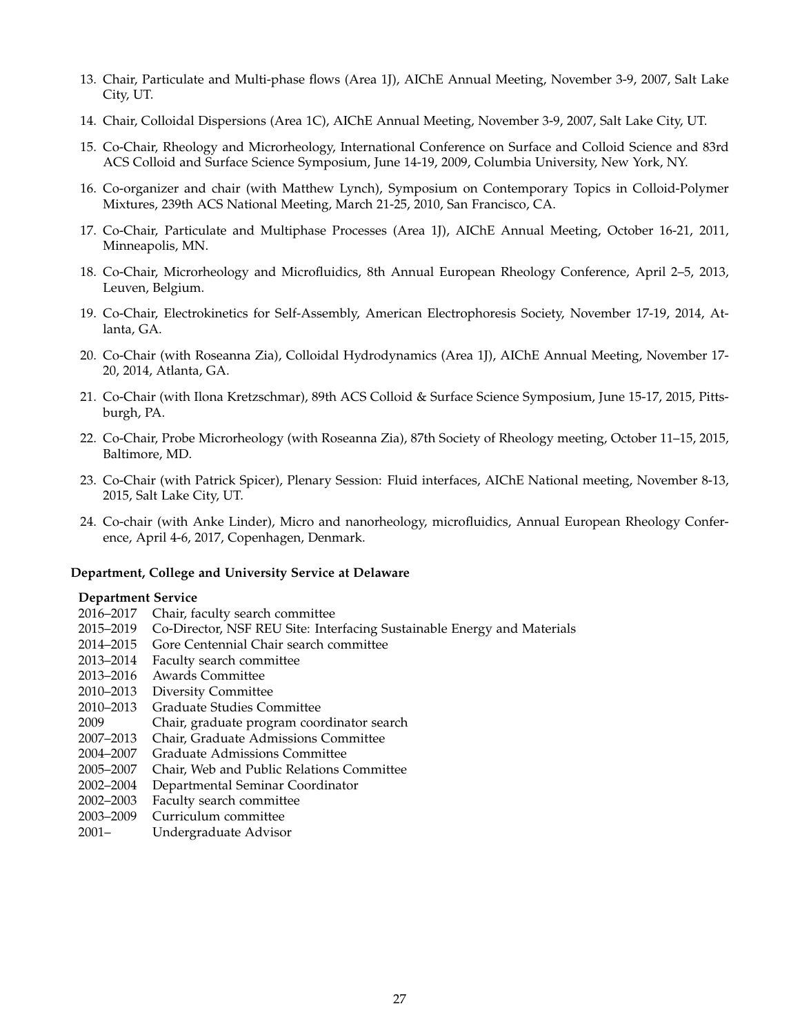13. Chair, Particulate and Multi-phase flows (Area 1J), AIChE Annual Meeting, November 3-9, 2007, Salt Lake City, UT.
14. Chair, Colloidal Dispersions (Area 1C), AIChE Annual Meeting, November 3-9, 2007, Salt Lake City, UT.
15. Co-Chair, Rheology and Microrheology, International Conference on Surface and Colloid Science and 83rd ACS Colloid and Surface Science Symposium, June 14-19, 2009, Columbia University, New York, NY.
16. Co-organizer and chair (with Matthew Lynch), Symposium on Contemporary Topics in Colloid-Polymer Mixtures, 239th ACS National Meeting, March 21-25, 2010, San Francisco, CA.
17. Co-Chair, Particulate and Multiphase Processes (Area 1J), AIChE Annual Meeting, October 16-21, 2011, Minneapolis, MN.
18. Co-Chair, Microrheology and Microfluidics, 8th Annual European Rheology Conference, April 2–5, 2013, Leuven, Belgium.
19. Co-Chair, Electrokinetics for Self-Assembly, American Electrophoresis Society, November 17-19, 2014, Atlanta, GA.
20. Co-Chair (with Roseanna Zia), Colloidal Hydrodynamics (Area 1J), AIChE Annual Meeting, November 17-20, 2014, Atlanta, GA.
21. Co-Chair (with Ilona Kretzschmar), 89th ACS Colloid & Surface Science Symposium, June 15-17, 2015, Pittsburgh, PA.
22. Co-Chair, Probe Microrheology (with Roseanna Zia), 87th Society of Rheology meeting, October 11–15, 2015, Baltimore, MD.
23. Co-Chair (with Patrick Spicer), Plenary Session: Fluid interfaces, AIChE National meeting, November 8-13, 2015, Salt Lake City, UT.
24. Co-chair (with Anke Linder), Micro and nanorheology, microfluidics, Annual European Rheology Conference, April 4-6, 2017, Copenhagen, Denmark.

### Department, College and University Service at Delaware

**Department Service**

2016–2017 Chair, faculty search committee
2015–2019 Co-Director, NSF REU Site: Interfacing Sustainable Energy and Materials
2014–2015 Gore Centennial Chair search committee
2013–2014 Faculty search committee
2013–2016 Awards Committee
2010–2013 Diversity Committee
2010–2013 Graduate Studies Committee
2009 Chair, graduate program coordinator search
2007–2013 Chair, Graduate Admissions Committee
2004–2007 Graduate Admissions Committee
2005–2007 Chair, Web and Public Relations Committee
2002–2004 Departmental Seminar Coordinator
2002–2003 Faculty search committee
2003–2009 Curriculum committee
2001– Undergraduate Advisor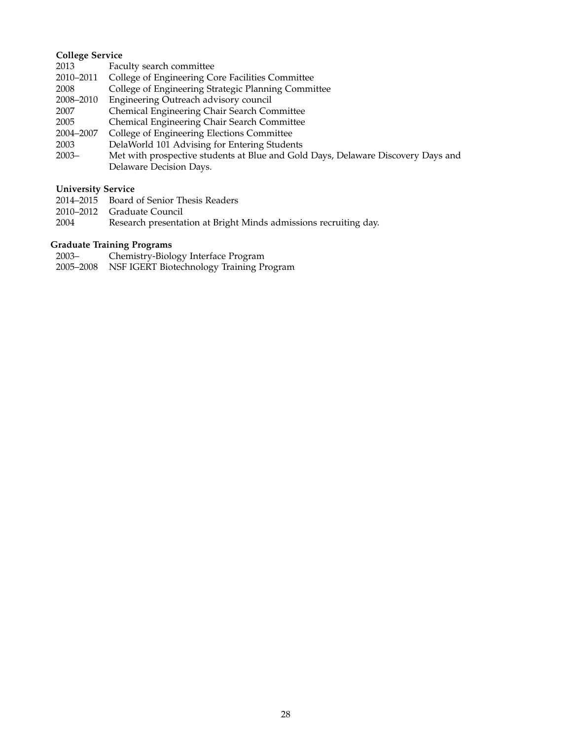**College Service**

| | |
|---|---|
| 2013 | Faculty search committee |
| 2010–2011 | College of Engineering Core Facilities Committee |
| 2008 | College of Engineering Strategic Planning Committee |
| 2008–2010 | Engineering Outreach advisory council |
| 2007 | Chemical Engineering Chair Search Committee |
| 2005 | Chemical Engineering Chair Search Committee |
| 2004–2007 | College of Engineering Elections Committee |
| 2003 | DelaWorld 101 Advising for Entering Students |
| 2003– | Met with prospective students at Blue and Gold Days, Delaware Discovery Days and Delaware Decision Days. |

**University Service**

| | |
|---|---|
| 2014–2015 | Board of Senior Thesis Readers |
| 2010–2012 | Graduate Council |
| 2004 | Research presentation at Bright Minds admissions recruiting day. |

**Graduate Training Programs**

| | |
|---|---|
| 2003– | Chemistry-Biology Interface Program |
| 2005–2008 | NSF IGERT Biotechnology Training Program |